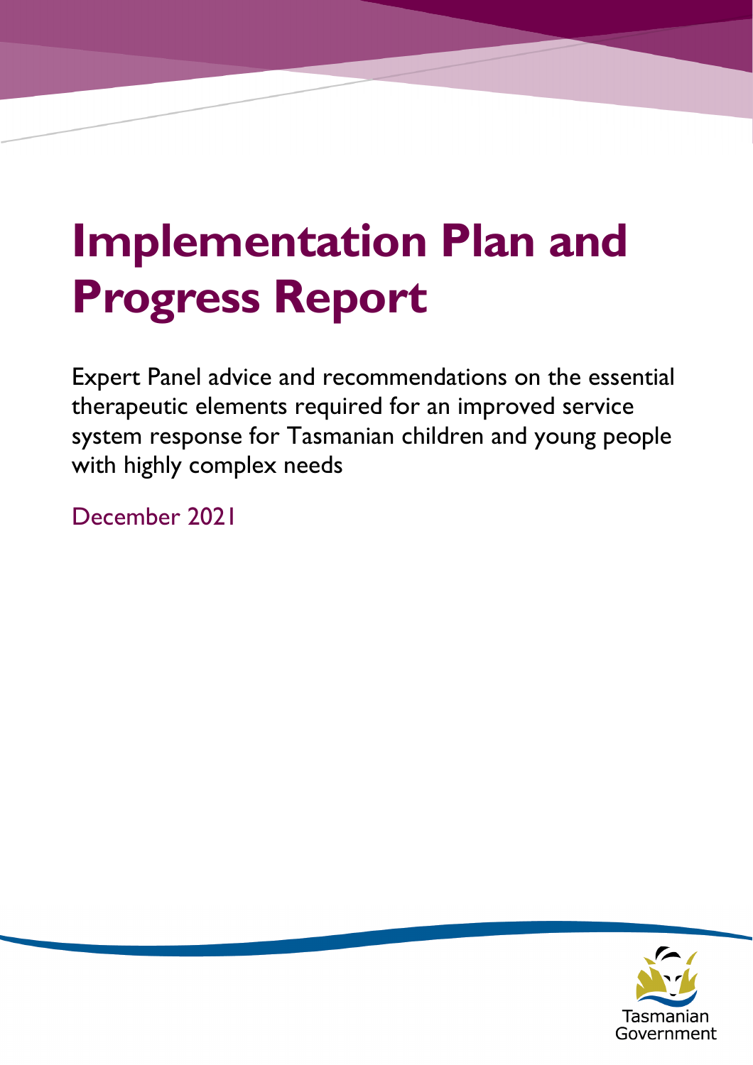# Implementation Plan and Progress Report

Expert Panel advice and recommendations on the essential therapeutic elements required for an improved service system response for Tasmanian children and young people with highly complex needs

December 2021

Tasmanian Government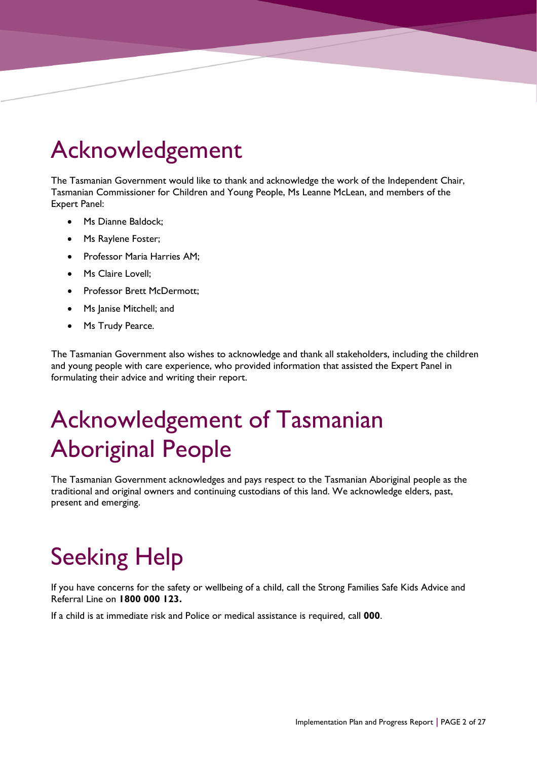# Acknowledgement

The Tasmanian Government would like to thank and acknowledge the work of the Independent Chair, Tasmanian Commissioner for Children and Young People, Ms Leanne McLean, and members of the Expert Panel:

- Ms Dianne Baldock;
- Ms Raylene Foster;
- Professor Maria Harries AM;
- Ms Claire Lovell;
- Professor Brett McDermott;
- Ms Janise Mitchell; and
- Ms Trudy Pearce.

The Tasmanian Government also wishes to acknowledge and thank all stakeholders, including the children and young people with care experience, who provided information that assisted the Expert Panel in formulating their advice and writing their report.

# Acknowledgement of Tasmanian Aboriginal People

The Tasmanian Government acknowledges and pays respect to the Tasmanian Aboriginal people as the traditional and original owners and continuing custodians of this land. We acknowledge elders, past, present and emerging.

# Seeking Help

If you have concerns for the safety or wellbeing of a child, call the Strong Families Safe Kids Advice and Referral Line on **1800 000 123.**

If a child is at immediate risk and Police or medical assistance is required, call **000**.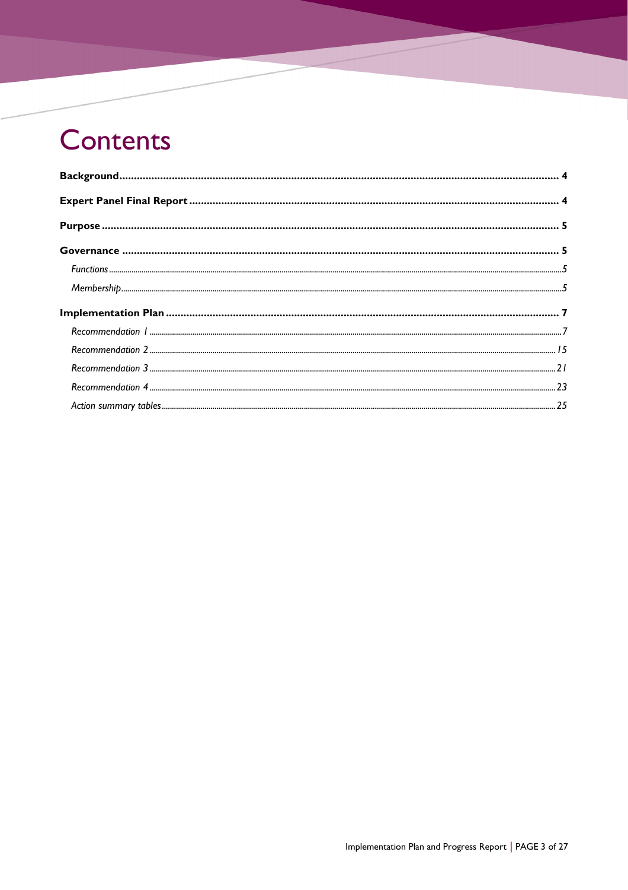# Contents

**Background** ........ 4

**Expert Panel Final Report** ........ 4

**Purpose** ........ 5

**Governance** ........ 5

- *Functions* ........ 5
- *Membership* ........ 5

**Implementation Plan** ........ 7

- *Recommendation 1* ........ 7
- *Recommendation 2* ........ 15
- *Recommendation 3* ........ 21
- *Recommendation 4* ........ 23
- *Action summary tables* ........ 25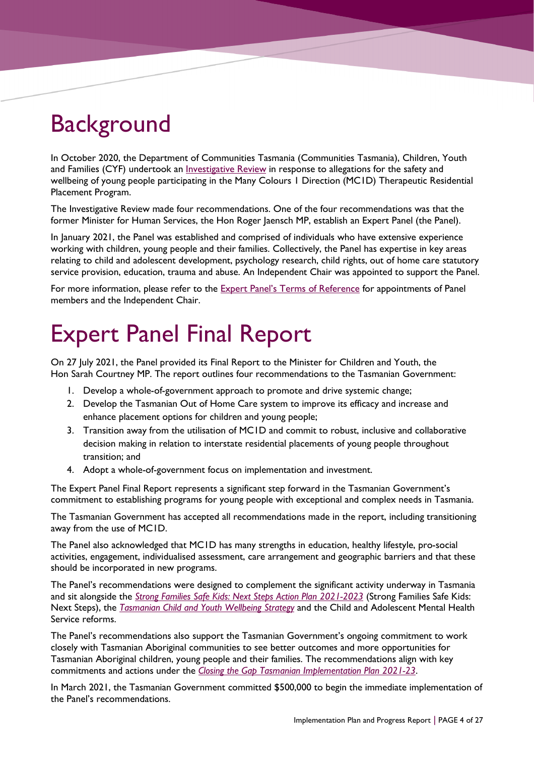# Background

In October 2020, the Department of Communities Tasmania (Communities Tasmania), Children, Youth and Families (CYF) undertook an Investigative Review in response to allegations for the safety and wellbeing of young people participating in the Many Colours 1 Direction (MC1D) Therapeutic Residential Placement Program.

The Investigative Review made four recommendations. One of the four recommendations was that the former Minister for Human Services, the Hon Roger Jaensch MP, establish an Expert Panel (the Panel).

In January 2021, the Panel was established and comprised of individuals who have extensive experience working with children, young people and their families. Collectively, the Panel has expertise in key areas relating to child and adolescent development, psychology research, child rights, out of home care statutory service provision, education, trauma and abuse. An Independent Chair was appointed to support the Panel.

For more information, please refer to the Expert Panel's Terms of Reference for appointments of Panel members and the Independent Chair.

# Expert Panel Final Report

On 27 July 2021, the Panel provided its Final Report to the Minister for Children and Youth, the Hon Sarah Courtney MP. The report outlines four recommendations to the Tasmanian Government:

1. Develop a whole-of-government approach to promote and drive systemic change;
2. Develop the Tasmanian Out of Home Care system to improve its efficacy and increase and enhance placement options for children and young people;
3. Transition away from the utilisation of MC1D and commit to robust, inclusive and collaborative decision making in relation to interstate residential placements of young people throughout transition; and
4. Adopt a whole-of-government focus on implementation and investment.

The Expert Panel Final Report represents a significant step forward in the Tasmanian Government's commitment to establishing programs for young people with exceptional and complex needs in Tasmania.

The Tasmanian Government has accepted all recommendations made in the report, including transitioning away from the use of MC1D.

The Panel also acknowledged that MC1D has many strengths in education, healthy lifestyle, pro-social activities, engagement, individualised assessment, care arrangement and geographic barriers and that these should be incorporated in new programs.

The Panel's recommendations were designed to complement the significant activity underway in Tasmania and sit alongside the *Strong Families Safe Kids: Next Steps Action Plan 2021-2023* (Strong Families Safe Kids: Next Steps), the *Tasmanian Child and Youth Wellbeing Strategy* and the Child and Adolescent Mental Health Service reforms.

The Panel's recommendations also support the Tasmanian Government's ongoing commitment to work closely with Tasmanian Aboriginal communities to see better outcomes and more opportunities for Tasmanian Aboriginal children, young people and their families. The recommendations align with key commitments and actions under the *Closing the Gap Tasmanian Implementation Plan 2021-23*.

In March 2021, the Tasmanian Government committed $500,000 to begin the immediate implementation of the Panel's recommendations.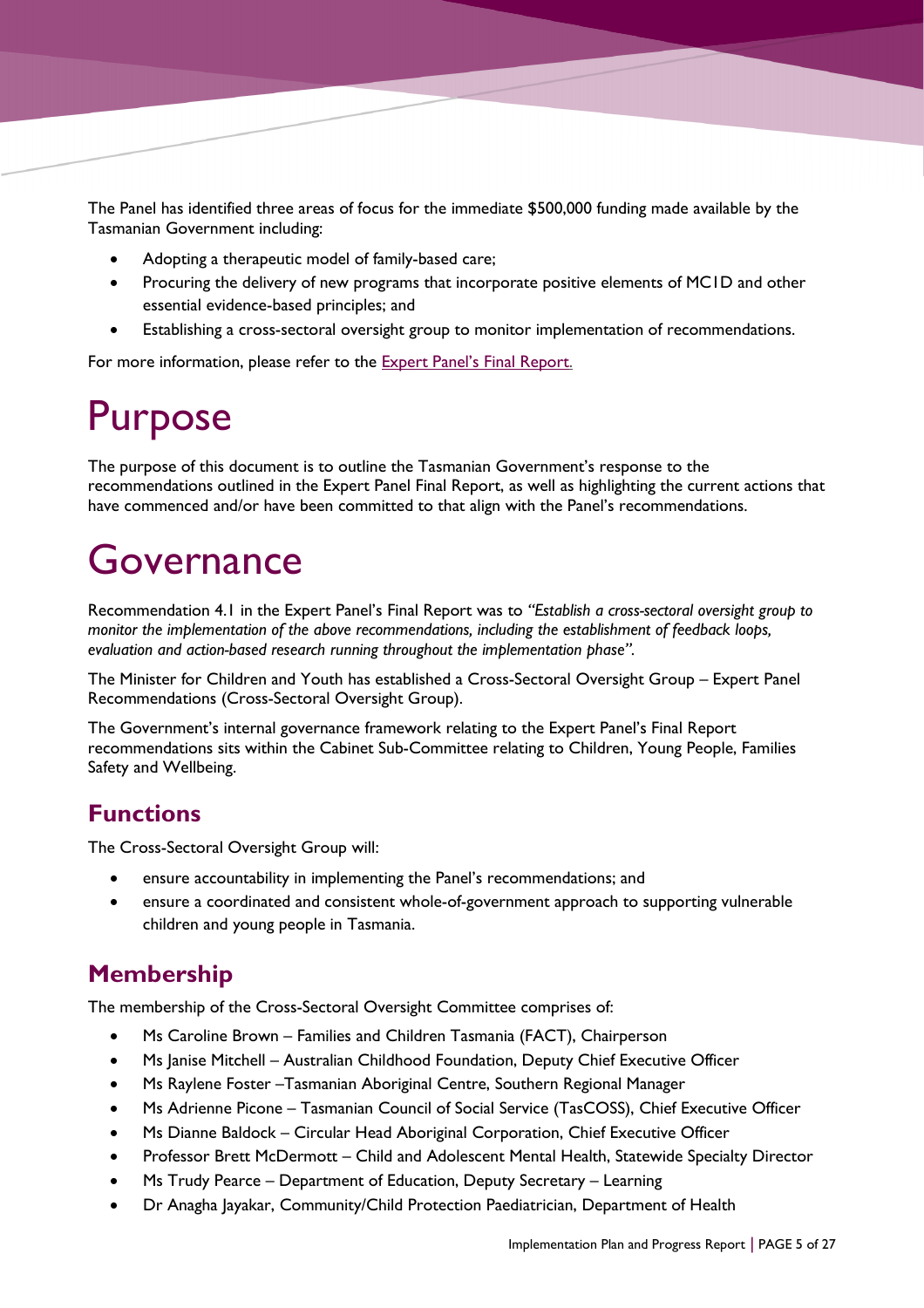The Panel has identified three areas of focus for the immediate $500,000 funding made available by the Tasmanian Government including:

- Adopting a therapeutic model of family-based care;
- Procuring the delivery of new programs that incorporate positive elements of MC1D and other essential evidence-based principles; and
- Establishing a cross-sectoral oversight group to monitor implementation of recommendations.

For more information, please refer to the [Expert Panel's Final Report.]

# Purpose

The purpose of this document is to outline the Tasmanian Government's response to the recommendations outlined in the Expert Panel Final Report, as well as highlighting the current actions that have commenced and/or have been committed to that align with the Panel's recommendations.

# Governance

Recommendation 4.1 in the Expert Panel's Final Report was to *"Establish a cross-sectoral oversight group to monitor the implementation of the above recommendations, including the establishment of feedback loops, evaluation and action-based research running throughout the implementation phase".*

The Minister for Children and Youth has established a Cross-Sectoral Oversight Group – Expert Panel Recommendations (Cross-Sectoral Oversight Group).

The Government's internal governance framework relating to the Expert Panel's Final Report recommendations sits within the Cabinet Sub-Committee relating to Children, Young People, Families Safety and Wellbeing.

## Functions

The Cross-Sectoral Oversight Group will:

- ensure accountability in implementing the Panel's recommendations; and
- ensure a coordinated and consistent whole-of-government approach to supporting vulnerable children and young people in Tasmania.

## Membership

The membership of the Cross-Sectoral Oversight Committee comprises of:

- Ms Caroline Brown – Families and Children Tasmania (FACT), Chairperson
- Ms Janise Mitchell – Australian Childhood Foundation, Deputy Chief Executive Officer
- Ms Raylene Foster –Tasmanian Aboriginal Centre, Southern Regional Manager
- Ms Adrienne Picone – Tasmanian Council of Social Service (TasCOSS), Chief Executive Officer
- Ms Dianne Baldock – Circular Head Aboriginal Corporation, Chief Executive Officer
- Professor Brett McDermott – Child and Adolescent Mental Health, Statewide Specialty Director
- Ms Trudy Pearce – Department of Education, Deputy Secretary – Learning
- Dr Anagha Jayakar, Community/Child Protection Paediatrician, Department of Health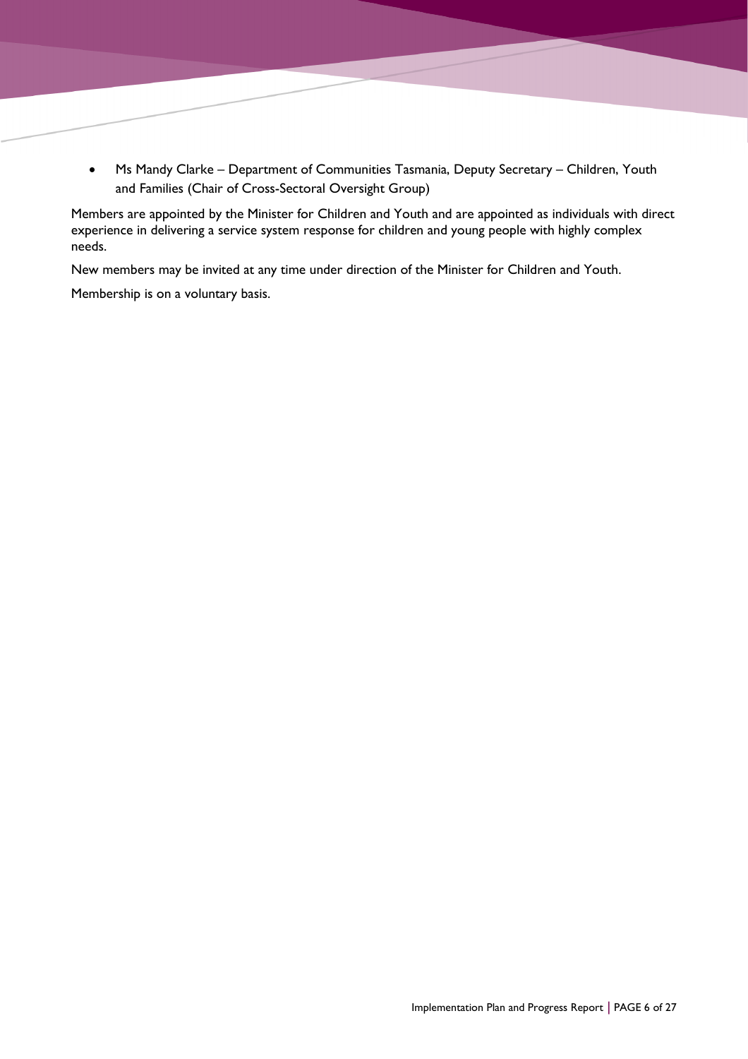- Ms Mandy Clarke – Department of Communities Tasmania, Deputy Secretary – Children, Youth and Families (Chair of Cross-Sectoral Oversight Group)

Members are appointed by the Minister for Children and Youth and are appointed as individuals with direct experience in delivering a service system response for children and young people with highly complex needs.

New members may be invited at any time under direction of the Minister for Children and Youth.

Membership is on a voluntary basis.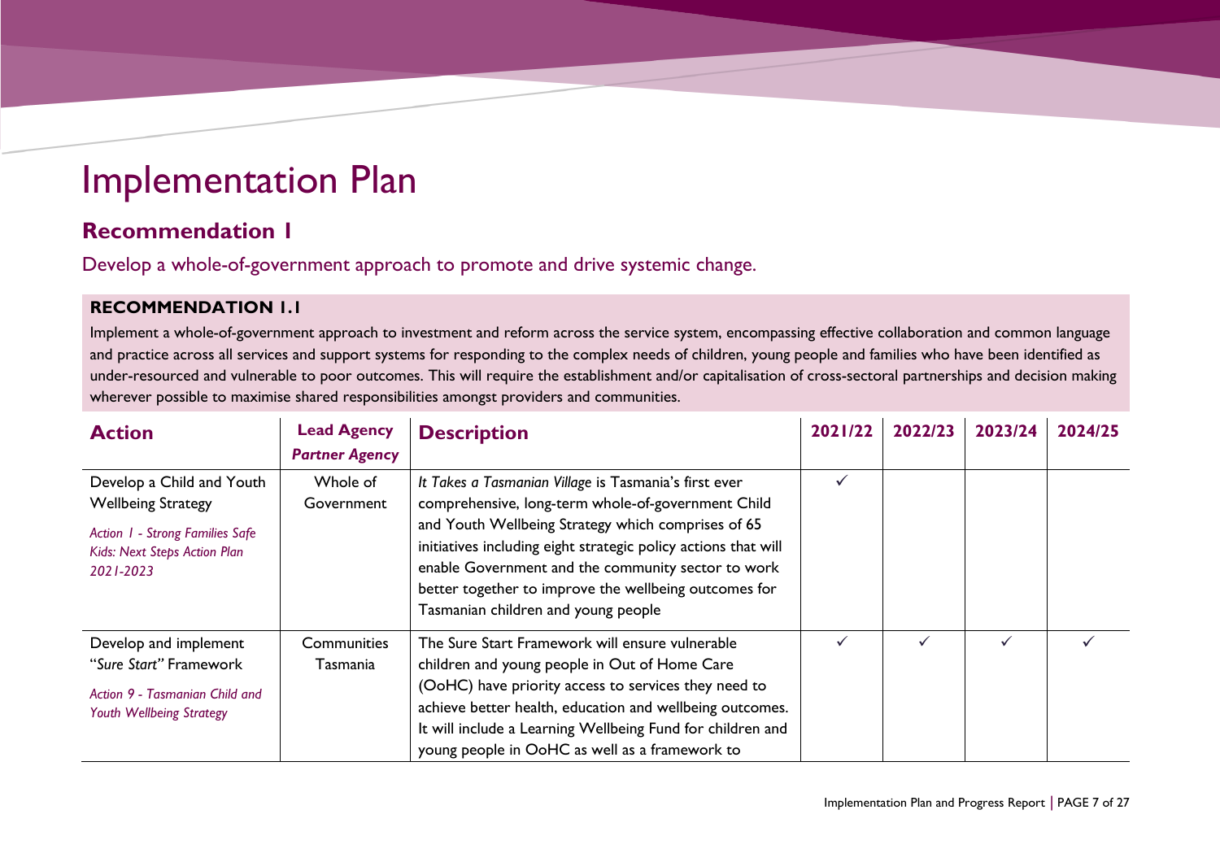# Implementation Plan

## Recommendation 1

Develop a whole-of-government approach to promote and drive systemic change.

### RECOMMENDATION 1.1

Implement a whole-of-government approach to investment and reform across the service system, encompassing effective collaboration and common language and practice across all services and support systems for responding to the complex needs of children, young people and families who have been identified as under-resourced and vulnerable to poor outcomes. This will require the establishment and/or capitalisation of cross-sectoral partnerships and decision making wherever possible to maximise shared responsibilities amongst providers and communities.

| Action | Lead Agency *Partner Agency* | Description | 2021/22 | 2022/23 | 2023/24 | 2024/25 |
|---|---|---|---|---|---|---|
| Develop a Child and Youth Wellbeing Strategy *Action 1 - Strong Families Safe Kids: Next Steps Action Plan 2021-2023* | Whole of Government | *It Takes a Tasmanian Village* is Tasmania's first ever comprehensive, long-term whole-of-government Child and Youth Wellbeing Strategy which comprises of 65 initiatives including eight strategic policy actions that will enable Government and the community sector to work better together to improve the wellbeing outcomes for Tasmanian children and young people | ✓ | | | |
| Develop and implement "*Sure Start"* Framework *Action 9 - Tasmanian Child and Youth Wellbeing Strategy* | Communities Tasmania | The Sure Start Framework will ensure vulnerable children and young people in Out of Home Care (OoHC) have priority access to services they need to achieve better health, education and wellbeing outcomes. It will include a Learning Wellbeing Fund for children and young people in OoHC as well as a framework to | ✓ | ✓ | ✓ | ✓ |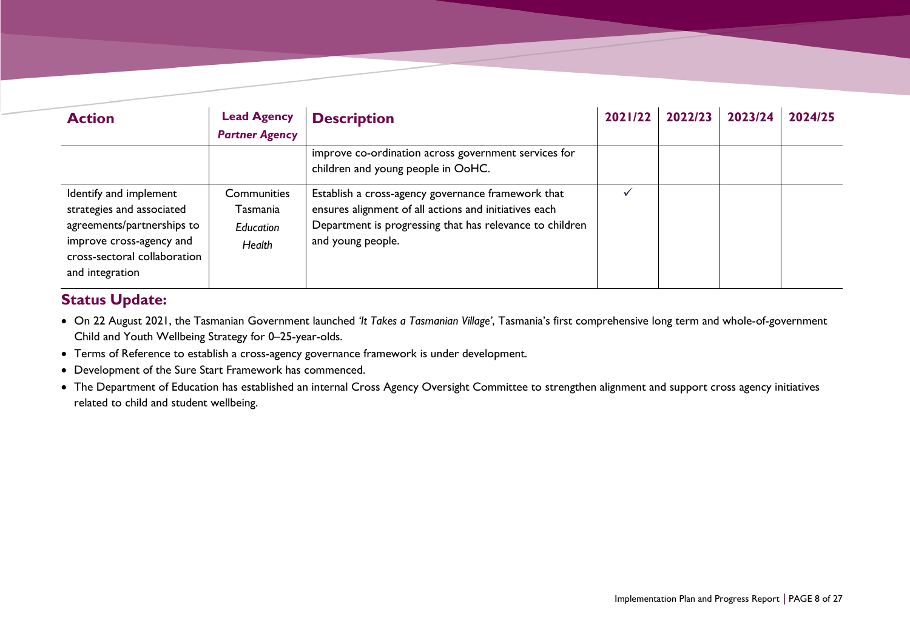| Action | Lead Agency *Partner Agency* | Description | 2021/22 | 2022/23 | 2023/24 | 2024/25 |
|---|---|---|---|---|---|---|
| | | improve co-ordination across government services for children and young people in OoHC. | | | | |
| Identify and implement strategies and associated agreements/partnerships to improve cross-agency and cross-sectoral collaboration and integration | Communities Tasmania *Education* *Health* | Establish a cross-agency governance framework that ensures alignment of all actions and initiatives each Department is progressing that has relevance to children and young people. | ✓ | | | |

## Status Update:

- On 22 August 2021, the Tasmanian Government launched *'It Takes a Tasmanian Village'*, Tasmania's first comprehensive long term and whole-of-government Child and Youth Wellbeing Strategy for 0–25-year-olds.
- Terms of Reference to establish a cross-agency governance framework is under development.
- Development of the Sure Start Framework has commenced.
- The Department of Education has established an internal Cross Agency Oversight Committee to strengthen alignment and support cross agency initiatives related to child and student wellbeing.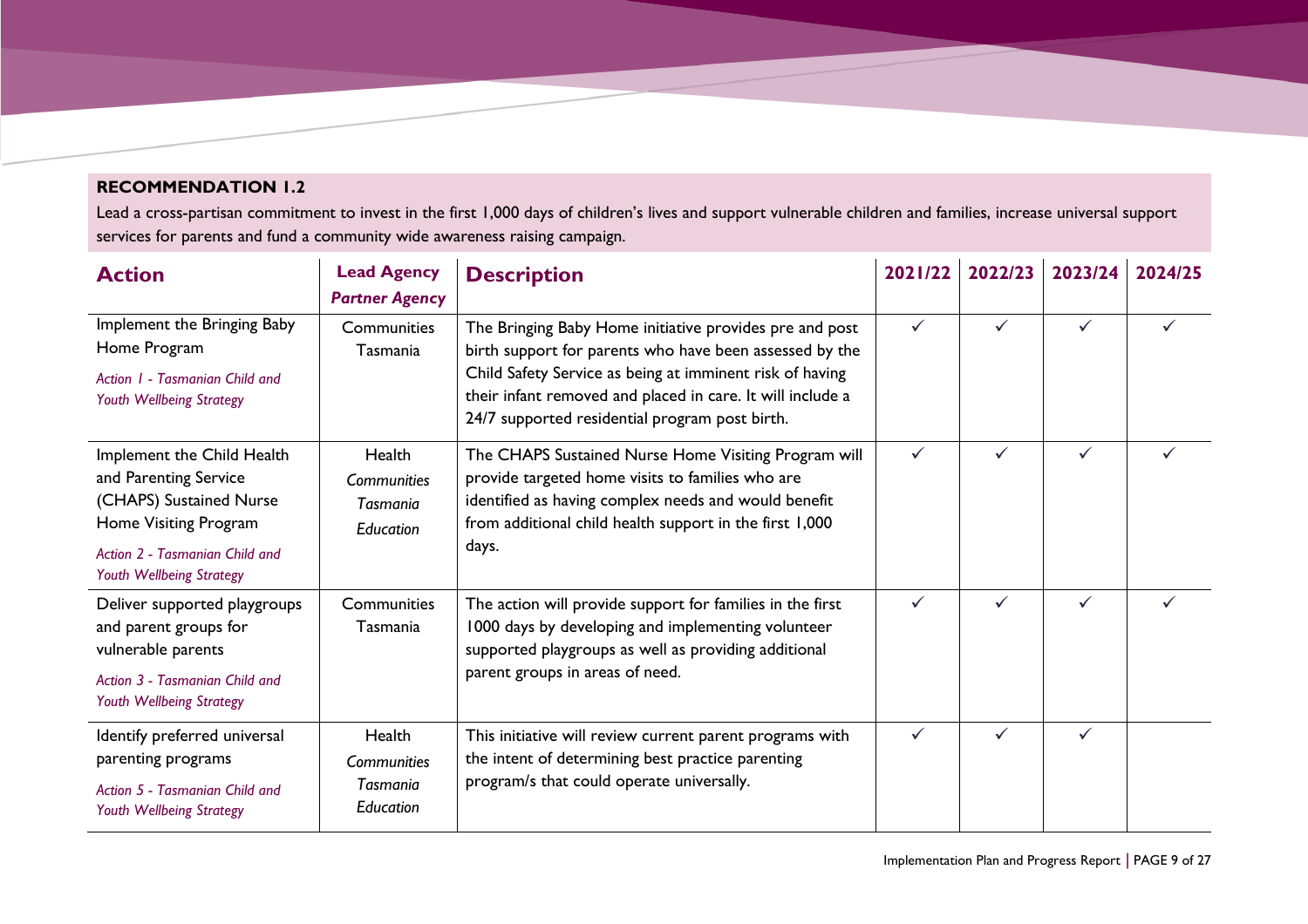**RECOMMENDATION 1.2**

Lead a cross-partisan commitment to invest in the first 1,000 days of children's lives and support vulnerable children and families, increase universal support services for parents and fund a community wide awareness raising campaign.

| Action | Lead Agency *Partner Agency* | Description | 2021/22 | 2022/23 | 2023/24 | 2024/25 |
|---|---|---|---|---|---|---|
| Implement the Bringing Baby Home Program<br>*Action 1 - Tasmanian Child and Youth Wellbeing Strategy* | Communities Tasmania | The Bringing Baby Home initiative provides pre and post birth support for parents who have been assessed by the Child Safety Service as being at imminent risk of having their infant removed and placed in care. It will include a 24/7 supported residential program post birth. | ✓ | ✓ | ✓ | ✓ |
| Implement the Child Health and Parenting Service (CHAPS) Sustained Nurse Home Visiting Program<br>*Action 2 - Tasmanian Child and Youth Wellbeing Strategy* | Health<br>*Communities Tasmania*<br>*Education* | The CHAPS Sustained Nurse Home Visiting Program will provide targeted home visits to families who are identified as having complex needs and would benefit from additional child health support in the first 1,000 days. | ✓ | ✓ | ✓ | ✓ |
| Deliver supported playgroups and parent groups for vulnerable parents<br>*Action 3 - Tasmanian Child and Youth Wellbeing Strategy* | Communities Tasmania | The action will provide support for families in the first 1000 days by developing and implementing volunteer supported playgroups as well as providing additional parent groups in areas of need. | ✓ | ✓ | ✓ | ✓ |
| Identify preferred universal parenting programs<br>*Action 5 - Tasmanian Child and Youth Wellbeing Strategy* | Health<br>*Communities Tasmania*<br>*Education* | This initiative will review current parent programs with the intent of determining best practice parenting program/s that could operate universally. | ✓ | ✓ | ✓ | |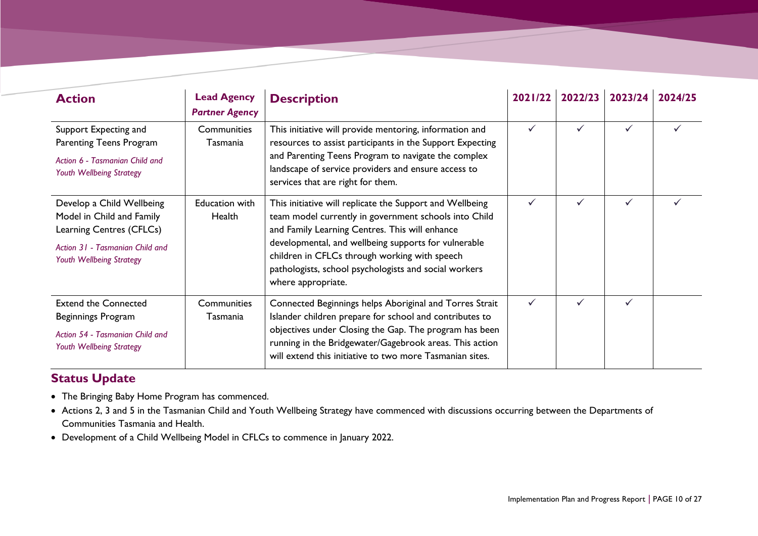| Action | Lead Agency *Partner Agency* | Description | 2021/22 | 2022/23 | 2023/24 | 2024/25 |
|---|---|---|---|---|---|---|
| Support Expecting and Parenting Teens Program *Action 6 - Tasmanian Child and Youth Wellbeing Strategy* | Communities Tasmania | This initiative will provide mentoring, information and resources to assist participants in the Support Expecting and Parenting Teens Program to navigate the complex landscape of service providers and ensure access to services that are right for them. | ✓ | ✓ | ✓ | ✓ |
| Develop a Child Wellbeing Model in Child and Family Learning Centres (CFLCs) *Action 31 - Tasmanian Child and Youth Wellbeing Strategy* | Education with Health | This initiative will replicate the Support and Wellbeing team model currently in government schools into Child and Family Learning Centres. This will enhance developmental, and wellbeing supports for vulnerable children in CFLCs through working with speech pathologists, school psychologists and social workers where appropriate. | ✓ | ✓ | ✓ | ✓ |
| Extend the Connected Beginnings Program *Action 54 - Tasmanian Child and Youth Wellbeing Strategy* | Communities Tasmania | Connected Beginnings helps Aboriginal and Torres Strait Islander children prepare for school and contributes to objectives under Closing the Gap. The program has been running in the Bridgewater/Gagebrook areas. This action will extend this initiative to two more Tasmanian sites. | ✓ | ✓ | ✓ | |

## Status Update

- The Bringing Baby Home Program has commenced.
- Actions 2, 3 and 5 in the Tasmanian Child and Youth Wellbeing Strategy have commenced with discussions occurring between the Departments of Communities Tasmania and Health.
- Development of a Child Wellbeing Model in CFLCs to commence in January 2022.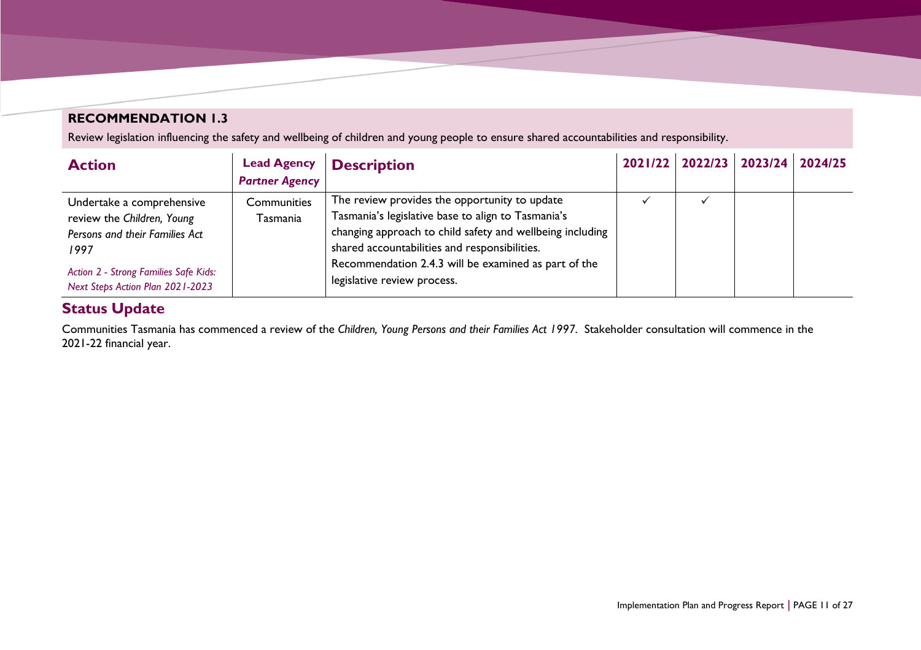## RECOMMENDATION 1.3

Review legislation influencing the safety and wellbeing of children and young people to ensure shared accountabilities and responsibility.

| Action | Lead Agency *Partner Agency* | Description | 2021/22 | 2022/23 | 2023/24 | 2024/25 |
|---|---|---|---|---|---|---|
| Undertake a comprehensive review the *Children, Young Persons and their Families Act 1997* <br> *Action 2 - Strong Families Safe Kids: Next Steps Action Plan 2021-2023* | Communities Tasmania | The review provides the opportunity to update Tasmania's legislative base to align to Tasmania's changing approach to child safety and wellbeing including shared accountabilities and responsibilities. Recommendation 2.4.3 will be examined as part of the legislative review process. | ✓ | ✓ | | |

## Status Update

Communities Tasmania has commenced a review of the *Children, Young Persons and their Families Act 1997*. Stakeholder consultation will commence in the 2021-22 financial year.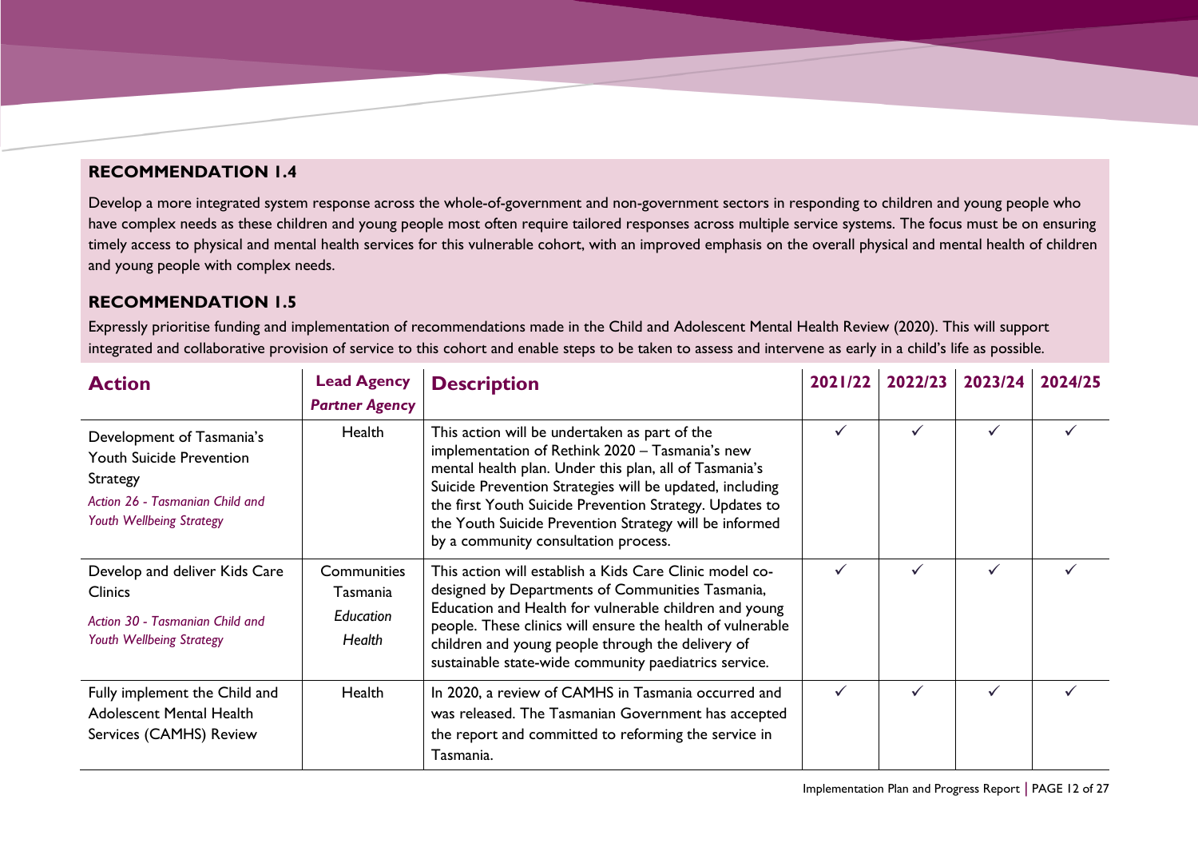## RECOMMENDATION 1.4

Develop a more integrated system response across the whole-of-government and non-government sectors in responding to children and young people who have complex needs as these children and young people most often require tailored responses across multiple service systems. The focus must be on ensuring timely access to physical and mental health services for this vulnerable cohort, with an improved emphasis on the overall physical and mental health of children and young people with complex needs.

## RECOMMENDATION 1.5

Expressly prioritise funding and implementation of recommendations made in the Child and Adolescent Mental Health Review (2020). This will support integrated and collaborative provision of service to this cohort and enable steps to be taken to assess and intervene as early in a child's life as possible.

| Action | Lead Agency *Partner Agency* | Description | 2021/22 | 2022/23 | 2023/24 | 2024/25 |
|---|---|---|---|---|---|---|
| Development of Tasmania's Youth Suicide Prevention Strategy *Action 26 - Tasmanian Child and Youth Wellbeing Strategy* | Health | This action will be undertaken as part of the implementation of Rethink 2020 – Tasmania's new mental health plan. Under this plan, all of Tasmania's Suicide Prevention Strategies will be updated, including the first Youth Suicide Prevention Strategy. Updates to the Youth Suicide Prevention Strategy will be informed by a community consultation process. | ✓ | ✓ | ✓ | ✓ |
| Develop and deliver Kids Care Clinics *Action 30 - Tasmanian Child and Youth Wellbeing Strategy* | Communities Tasmania *Education* *Health* | This action will establish a Kids Care Clinic model co-designed by Departments of Communities Tasmania, Education and Health for vulnerable children and young people. These clinics will ensure the health of vulnerable children and young people through the delivery of sustainable state-wide community paediatrics service. | ✓ | ✓ | ✓ | ✓ |
| Fully implement the Child and Adolescent Mental Health Services (CAMHS) Review | Health | In 2020, a review of CAMHS in Tasmania occurred and was released. The Tasmanian Government has accepted the report and committed to reforming the service in Tasmania. | ✓ | ✓ | ✓ | ✓ |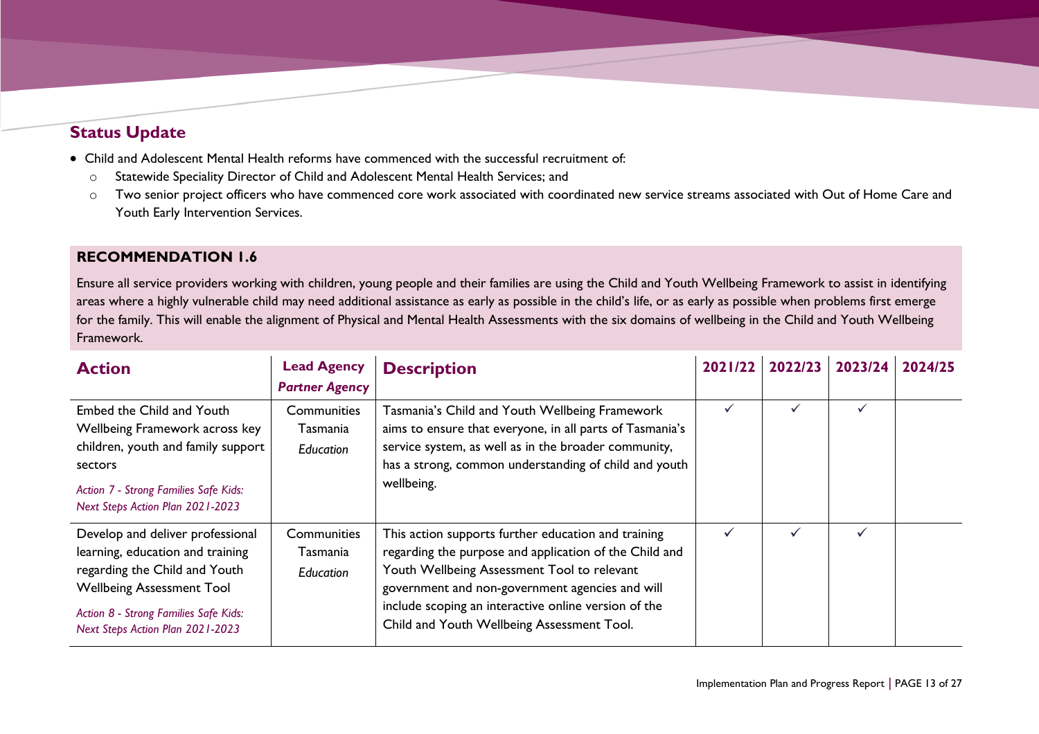## Status Update

- Child and Adolescent Mental Health reforms have commenced with the successful recruitment of:
  - Statewide Speciality Director of Child and Adolescent Mental Health Services; and
  - Two senior project officers who have commenced core work associated with coordinated new service streams associated with Out of Home Care and Youth Early Intervention Services.

## RECOMMENDATION 1.6

Ensure all service providers working with children, young people and their families are using the Child and Youth Wellbeing Framework to assist in identifying areas where a highly vulnerable child may need additional assistance as early as possible in the child's life, or as early as possible when problems first emerge for the family. This will enable the alignment of Physical and Mental Health Assessments with the six domains of wellbeing in the Child and Youth Wellbeing Framework.

| Action | Lead Agency *Partner Agency* | Description | 2021/22 | 2022/23 | 2023/24 | 2024/25 |
|---|---|---|---|---|---|---|
| Embed the Child and Youth Wellbeing Framework across key children, youth and family support sectors *Action 7 - Strong Families Safe Kids: Next Steps Action Plan 2021-2023* | Communities Tasmania *Education* | Tasmania's Child and Youth Wellbeing Framework aims to ensure that everyone, in all parts of Tasmania's service system, as well as in the broader community, has a strong, common understanding of child and youth wellbeing. | ✓ | ✓ | ✓ | |
| Develop and deliver professional learning, education and training regarding the Child and Youth Wellbeing Assessment Tool *Action 8 - Strong Families Safe Kids: Next Steps Action Plan 2021-2023* | Communities Tasmania *Education* | This action supports further education and training regarding the purpose and application of the Child and Youth Wellbeing Assessment Tool to relevant government and non-government agencies and will include scoping an interactive online version of the Child and Youth Wellbeing Assessment Tool. | ✓ | ✓ | ✓ | |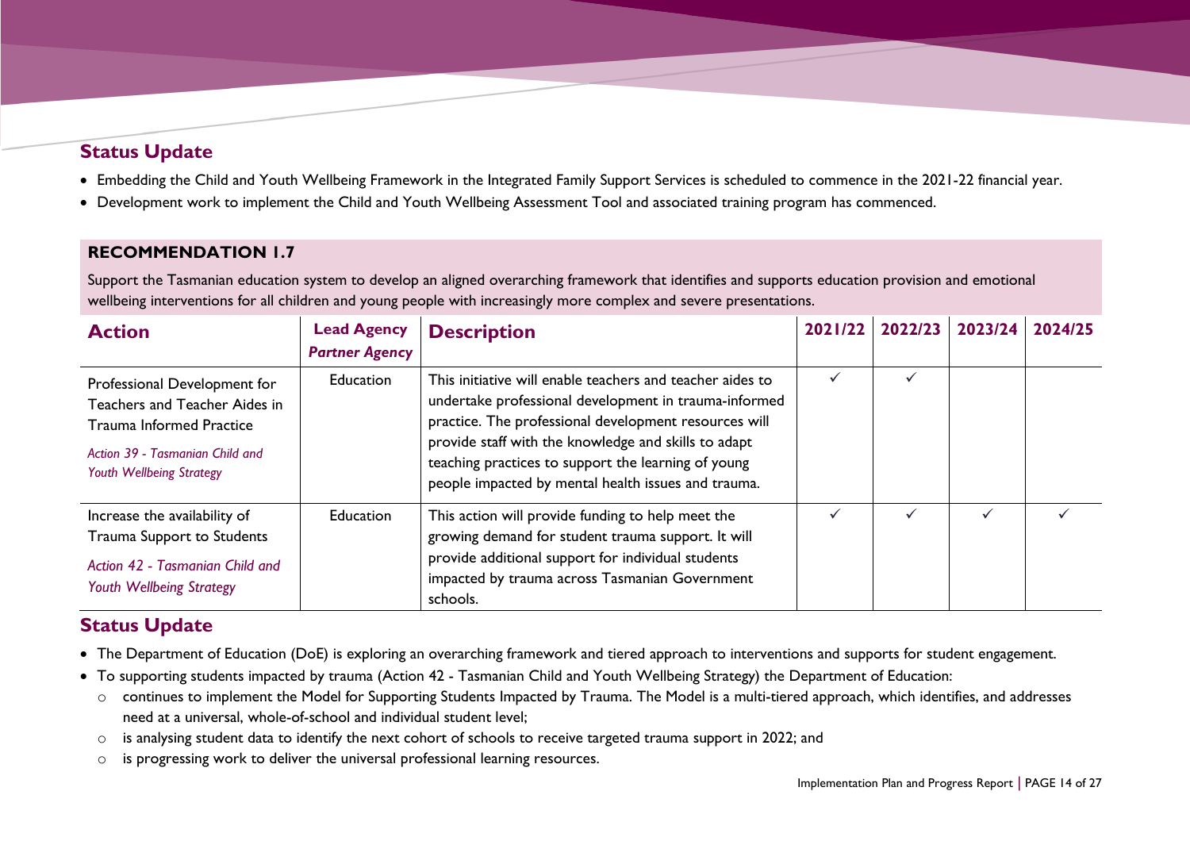## Status Update

- Embedding the Child and Youth Wellbeing Framework in the Integrated Family Support Services is scheduled to commence in the 2021-22 financial year.
- Development work to implement the Child and Youth Wellbeing Assessment Tool and associated training program has commenced.

## RECOMMENDATION 1.7

Support the Tasmanian education system to develop an aligned overarching framework that identifies and supports education provision and emotional wellbeing interventions for all children and young people with increasingly more complex and severe presentations.

| Action | Lead Agency *Partner Agency* | Description | 2021/22 | 2022/23 | 2023/24 | 2024/25 |
|---|---|---|---|---|---|---|
| Professional Development for Teachers and Teacher Aides in Trauma Informed Practice *Action 39 - Tasmanian Child and Youth Wellbeing Strategy* | Education | This initiative will enable teachers and teacher aides to undertake professional development in trauma-informed practice. The professional development resources will provide staff with the knowledge and skills to adapt teaching practices to support the learning of young people impacted by mental health issues and trauma. | ✓ | ✓ | | |
| Increase the availability of Trauma Support to Students *Action 42 - Tasmanian Child and Youth Wellbeing Strategy* | Education | This action will provide funding to help meet the growing demand for student trauma support. It will provide additional support for individual students impacted by trauma across Tasmanian Government schools. | ✓ | ✓ | ✓ | ✓ |

## Status Update

- The Department of Education (DoE) is exploring an overarching framework and tiered approach to interventions and supports for student engagement.
- To supporting students impacted by trauma (Action 42 - Tasmanian Child and Youth Wellbeing Strategy) the Department of Education:
  - continues to implement the Model for Supporting Students Impacted by Trauma. The Model is a multi-tiered approach, which identifies, and addresses need at a universal, whole-of-school and individual student level;
  - is analysing student data to identify the next cohort of schools to receive targeted trauma support in 2022; and
  - is progressing work to deliver the universal professional learning resources.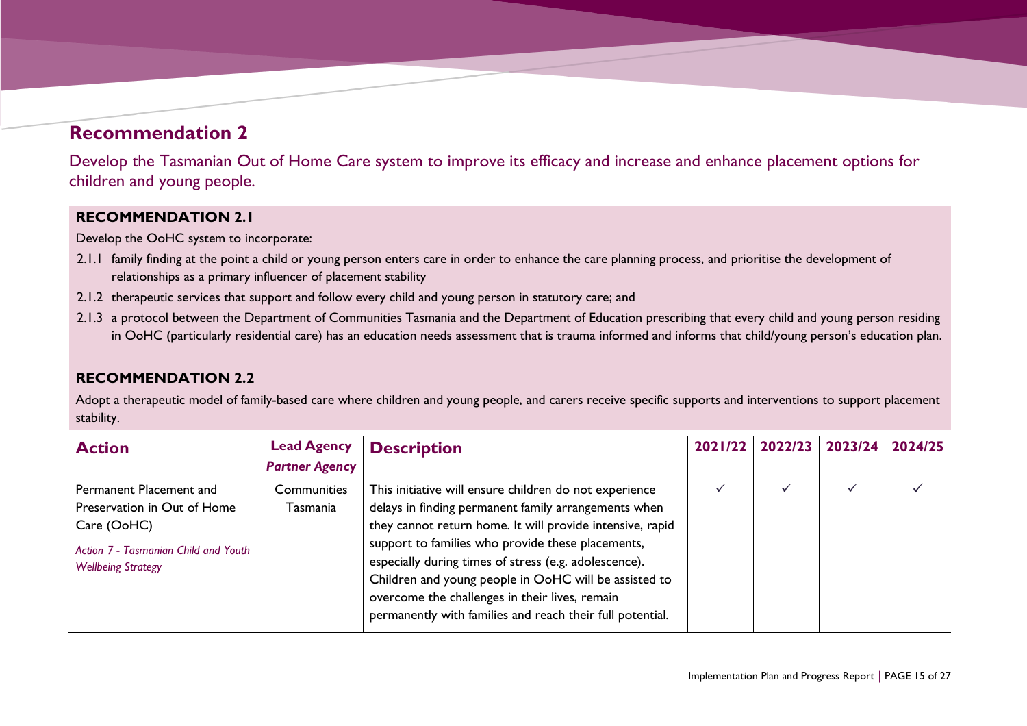## Recommendation 2

Develop the Tasmanian Out of Home Care system to improve its efficacy and increase and enhance placement options for children and young people.

### RECOMMENDATION 2.1

Develop the OoHC system to incorporate:

2.1.1 family finding at the point a child or young person enters care in order to enhance the care planning process, and prioritise the development of relationships as a primary influencer of placement stability

2.1.2 therapeutic services that support and follow every child and young person in statutory care; and

2.1.3 a protocol between the Department of Communities Tasmania and the Department of Education prescribing that every child and young person residing in OoHC (particularly residential care) has an education needs assessment that is trauma informed and informs that child/young person's education plan.

### RECOMMENDATION 2.2

Adopt a therapeutic model of family-based care where children and young people, and carers receive specific supports and interventions to support placement stability.

| Action | Lead Agency *Partner Agency* | Description | 2021/22 | 2022/23 | 2023/24 | 2024/25 |
|---|---|---|---|---|---|---|
| Permanent Placement and Preservation in Out of Home Care (OoHC)<br>*Action 7 - Tasmanian Child and Youth Wellbeing Strategy* | Communities Tasmania | This initiative will ensure children do not experience delays in finding permanent family arrangements when they cannot return home. It will provide intensive, rapid support to families who provide these placements, especially during times of stress (e.g. adolescence). Children and young people in OoHC will be assisted to overcome the challenges in their lives, remain permanently with families and reach their full potential. | ✓ | ✓ | ✓ | ✓ |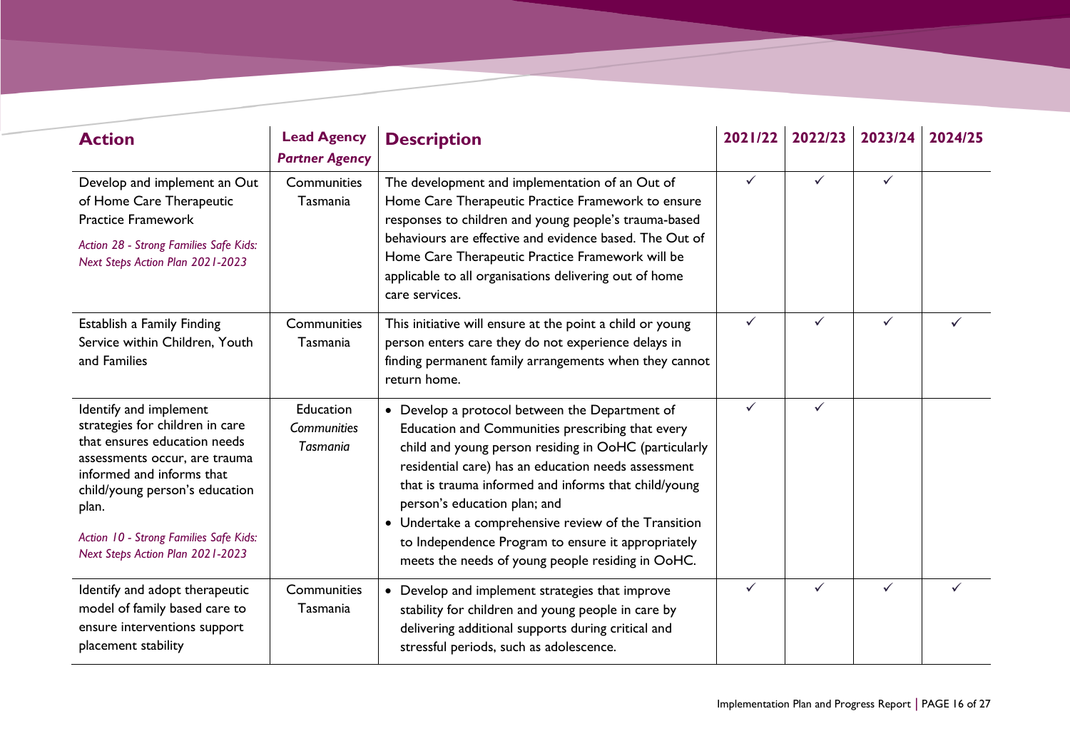| Action | Lead Agency *Partner Agency* | Description | 2021/22 | 2022/23 | 2023/24 | 2024/25 |
|---|---|---|---|---|---|---|
| Develop and implement an Out of Home Care Therapeutic Practice Framework<br>*Action 28 - Strong Families Safe Kids: Next Steps Action Plan 2021-2023* | Communities Tasmania | The development and implementation of an Out of Home Care Therapeutic Practice Framework to ensure responses to children and young people's trauma-based behaviours are effective and evidence based. The Out of Home Care Therapeutic Practice Framework will be applicable to all organisations delivering out of home care services. | ✓ | ✓ | ✓ | |
| Establish a Family Finding Service within Children, Youth and Families | Communities Tasmania | This initiative will ensure at the point a child or young person enters care they do not experience delays in finding permanent family arrangements when they cannot return home. | ✓ | ✓ | ✓ | ✓ |
| Identify and implement strategies for children in care that ensures education needs assessments occur, are trauma informed and informs that child/young person's education plan.<br>*Action 10 - Strong Families Safe Kids: Next Steps Action Plan 2021-2023* | Education<br>*Communities Tasmania* | • Develop a protocol between the Department of Education and Communities prescribing that every child and young person residing in OoHC (particularly residential care) has an education needs assessment that is trauma informed and informs that child/young person's education plan; and<br>• Undertake a comprehensive review of the Transition to Independence Program to ensure it appropriately meets the needs of young people residing in OoHC. | ✓ | ✓ | | |
| Identify and adopt therapeutic model of family based care to ensure interventions support placement stability | Communities Tasmania | • Develop and implement strategies that improve stability for children and young people in care by delivering additional supports during critical and stressful periods, such as adolescence. | ✓ | ✓ | ✓ | ✓ |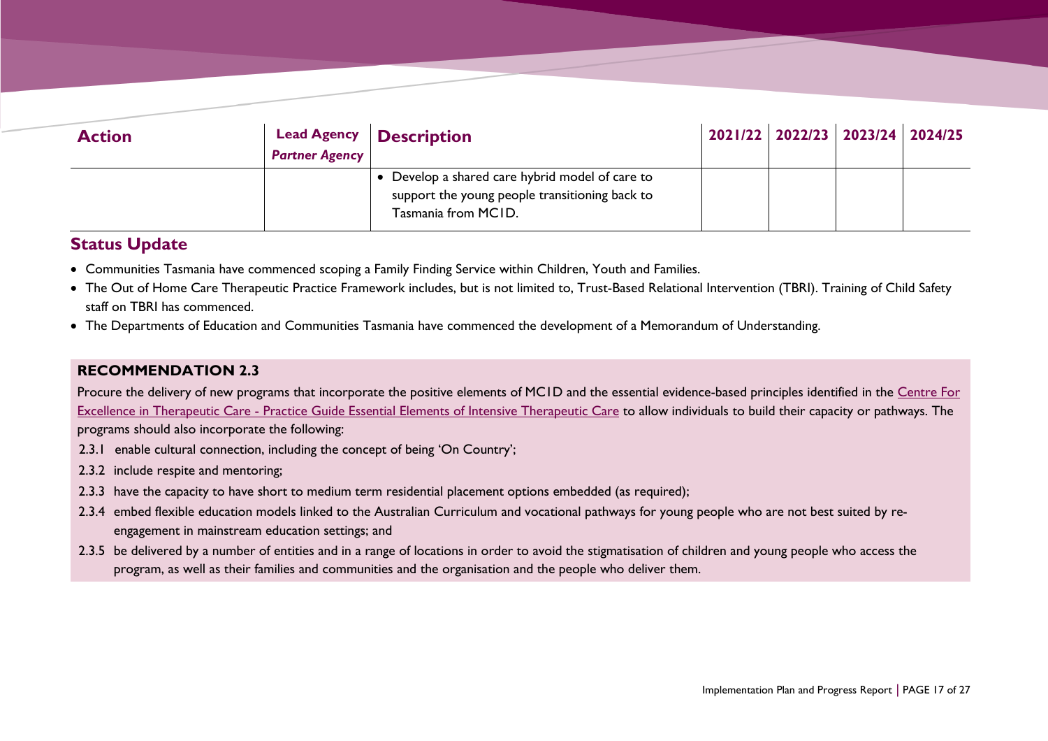| Action | Lead Agency *Partner Agency* | Description | 2021/22 | 2022/23 | 2023/24 | 2024/25 |
|---|---|---|---|---|---|---|
| | | • Develop a shared care hybrid model of care to support the young people transitioning back to Tasmania from MC1D. | | | | |

## Status Update

- Communities Tasmania have commenced scoping a Family Finding Service within Children, Youth and Families.
- The Out of Home Care Therapeutic Practice Framework includes, but is not limited to, Trust-Based Relational Intervention (TBRI). Training of Child Safety staff on TBRI has commenced.
- The Departments of Education and Communities Tasmania have commenced the development of a Memorandum of Understanding.

**RECOMMENDATION 2.3**

Procure the delivery of new programs that incorporate the positive elements of MC1D and the essential evidence-based principles identified in the Centre For Excellence in Therapeutic Care - Practice Guide Essential Elements of Intensive Therapeutic Care to allow individuals to build their capacity or pathways. The programs should also incorporate the following:

2.3.1 enable cultural connection, including the concept of being 'On Country';

2.3.2 include respite and mentoring;

2.3.3 have the capacity to have short to medium term residential placement options embedded (as required);

2.3.4 embed flexible education models linked to the Australian Curriculum and vocational pathways for young people who are not best suited by re-engagement in mainstream education settings; and

2.3.5 be delivered by a number of entities and in a range of locations in order to avoid the stigmatisation of children and young people who access the program, as well as their families and communities and the organisation and the people who deliver them.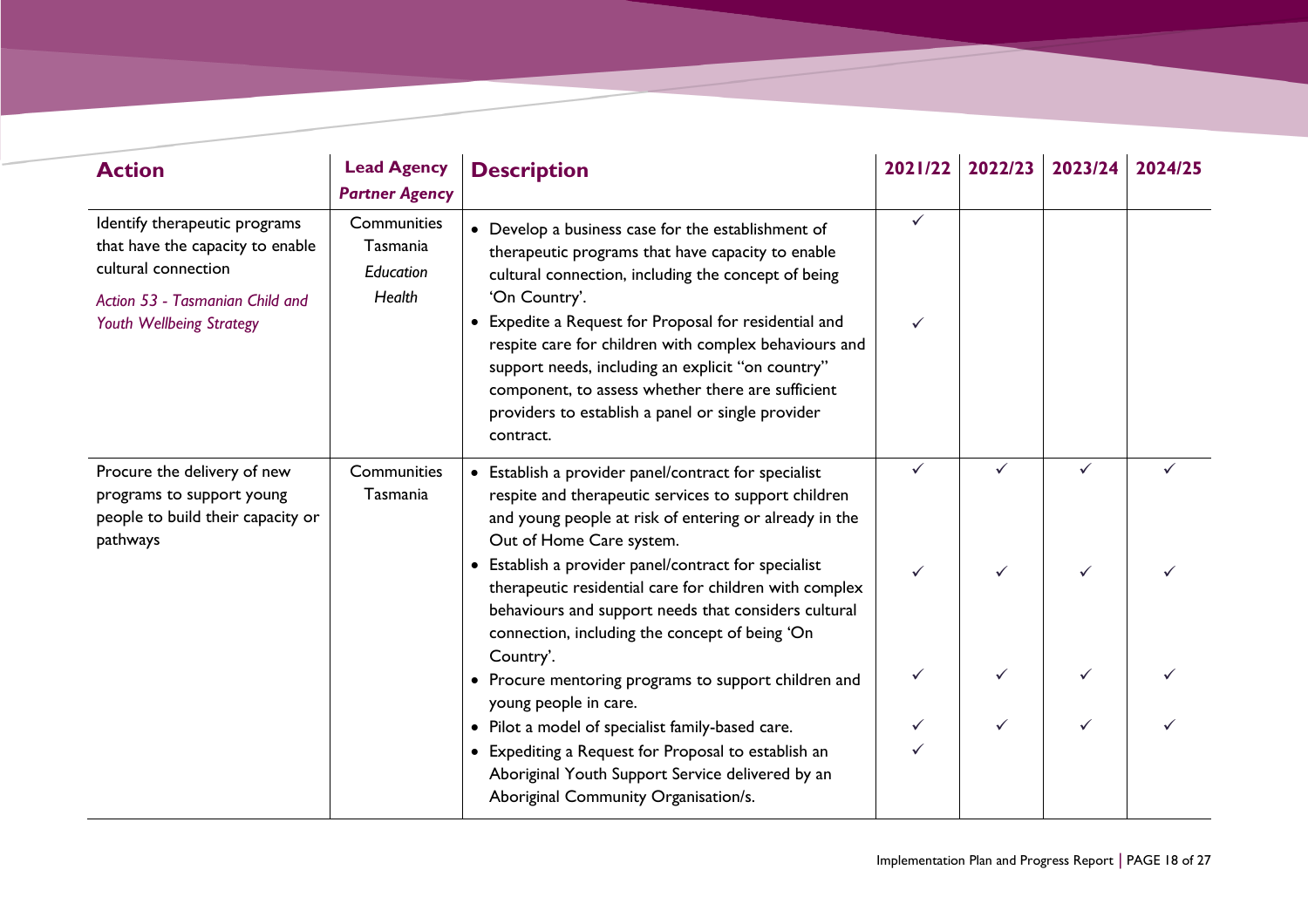| Action | Lead Agency<br>*Partner Agency* | Description | 2021/22 | 2022/23 | 2023/24 | 2024/25 |
|---|---|---|---|---|---|---|
| Identify therapeutic programs that have the capacity to enable cultural connection<br>*Action 53 - Tasmanian Child and Youth Wellbeing Strategy* | Communities Tasmania<br>*Education*<br>*Health* | • Develop a business case for the establishment of therapeutic programs that have capacity to enable cultural connection, including the concept of being 'On Country'. | ✓ | | | |
| | | • Expedite a Request for Proposal for residential and respite care for children with complex behaviours and support needs, including an explicit "on country" component, to assess whether there are sufficient providers to establish a panel or single provider contract. | ✓ | | | |
| Procure the delivery of new programs to support young people to build their capacity or pathways | Communities Tasmania | • Establish a provider panel/contract for specialist respite and therapeutic services to support children and young people at risk of entering or already in the Out of Home Care system. | ✓ | ✓ | ✓ | ✓ |
| | | • Establish a provider panel/contract for specialist therapeutic residential care for children with complex behaviours and support needs that considers cultural connection, including the concept of being 'On Country'. | ✓ | ✓ | ✓ | ✓ |
| | | • Procure mentoring programs to support children and young people in care. | ✓ | ✓ | ✓ | ✓ |
| | | • Pilot a model of specialist family-based care. | ✓ | ✓ | ✓ | ✓ |
| | | • Expediting a Request for Proposal to establish an Aboriginal Youth Support Service delivered by an Aboriginal Community Organisation/s. | ✓ | | | |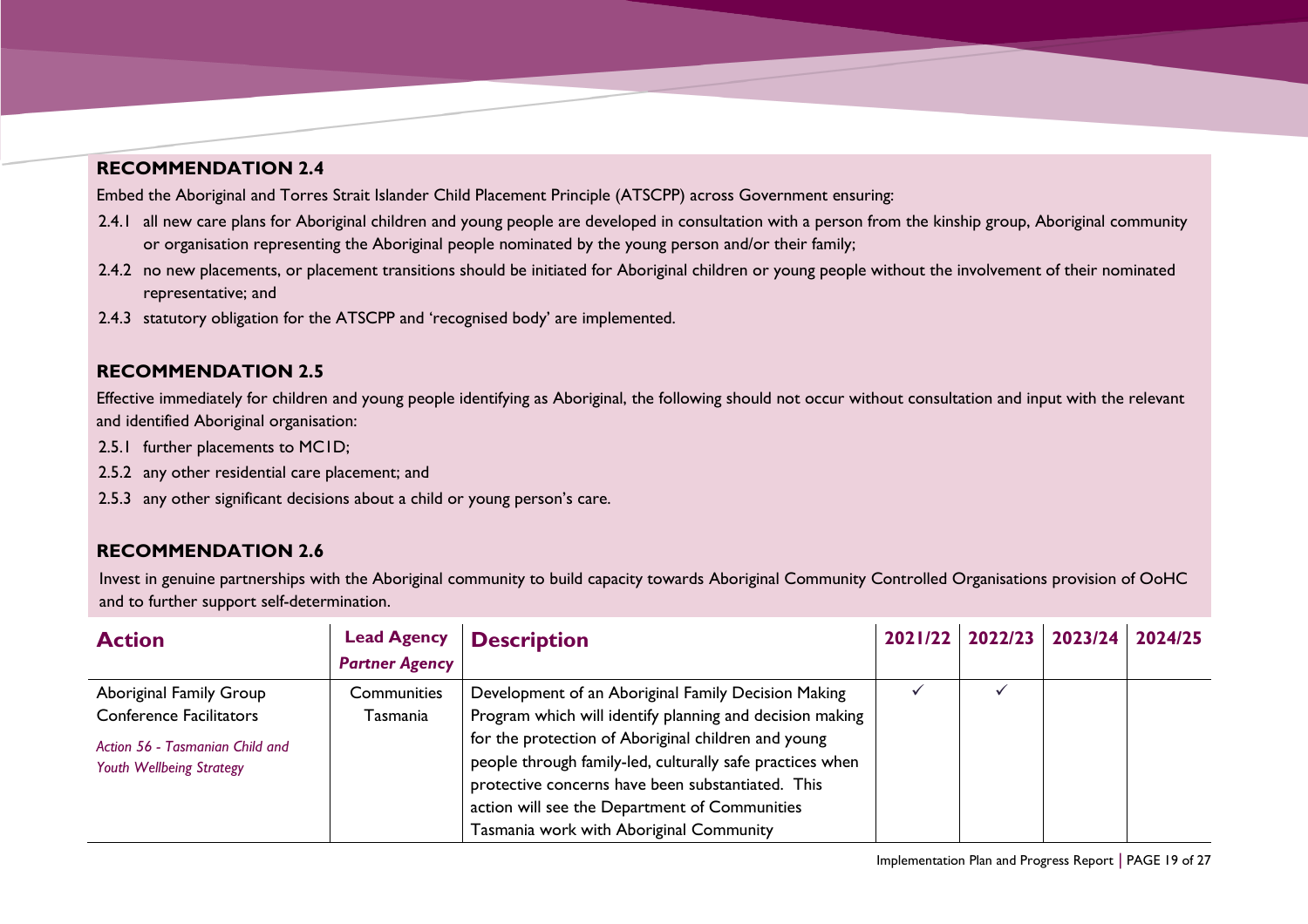## RECOMMENDATION 2.4

Embed the Aboriginal and Torres Strait Islander Child Placement Principle (ATSCPP) across Government ensuring:

2.4.1 all new care plans for Aboriginal children and young people are developed in consultation with a person from the kinship group, Aboriginal community or organisation representing the Aboriginal people nominated by the young person and/or their family;

2.4.2 no new placements, or placement transitions should be initiated for Aboriginal children or young people without the involvement of their nominated representative; and

2.4.3 statutory obligation for the ATSCPP and 'recognised body' are implemented.

## RECOMMENDATION 2.5

Effective immediately for children and young people identifying as Aboriginal, the following should not occur without consultation and input with the relevant and identified Aboriginal organisation:

2.5.1 further placements to MC1D;

2.5.2 any other residential care placement; and

2.5.3 any other significant decisions about a child or young person's care.

## RECOMMENDATION 2.6

Invest in genuine partnerships with the Aboriginal community to build capacity towards Aboriginal Community Controlled Organisations provision of OoHC and to further support self-determination.

| Action | Lead Agency *Partner Agency* | Description | 2021/22 | 2022/23 | 2023/24 | 2024/25 |
|---|---|---|---|---|---|---|
| Aboriginal Family Group Conference Facilitators *Action 56 - Tasmanian Child and Youth Wellbeing Strategy* | Communities Tasmania | Development of an Aboriginal Family Decision Making Program which will identify planning and decision making for the protection of Aboriginal children and young people through family-led, culturally safe practices when protective concerns have been substantiated. This action will see the Department of Communities Tasmania work with Aboriginal Community | ✓ | ✓ | | |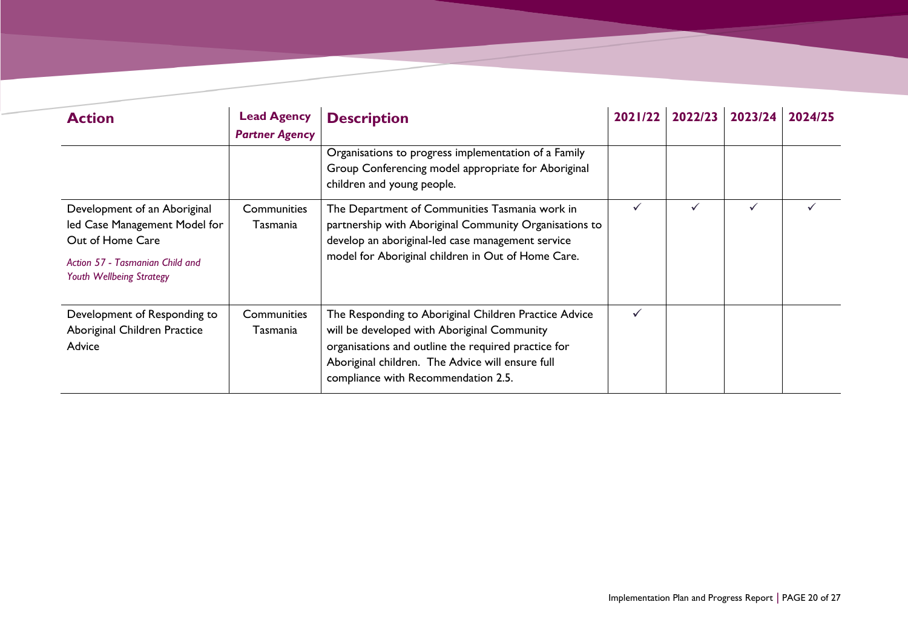| Action | Lead Agency *Partner Agency* | Description | 2021/22 | 2022/23 | 2023/24 | 2024/25 |
|---|---|---|---|---|---|---|
| | | Organisations to progress implementation of a Family Group Conferencing model appropriate for Aboriginal children and young people. | | | | |
| Development of an Aboriginal led Case Management Model for Out of Home Care *Action 57 - Tasmanian Child and Youth Wellbeing Strategy* | Communities Tasmania | The Department of Communities Tasmania work in partnership with Aboriginal Community Organisations to develop an aboriginal-led case management service model for Aboriginal children in Out of Home Care. | ✓ | ✓ | ✓ | ✓ |
| Development of Responding to Aboriginal Children Practice Advice | Communities Tasmania | The Responding to Aboriginal Children Practice Advice will be developed with Aboriginal Community organisations and outline the required practice for Aboriginal children. The Advice will ensure full compliance with Recommendation 2.5. | ✓ | | | |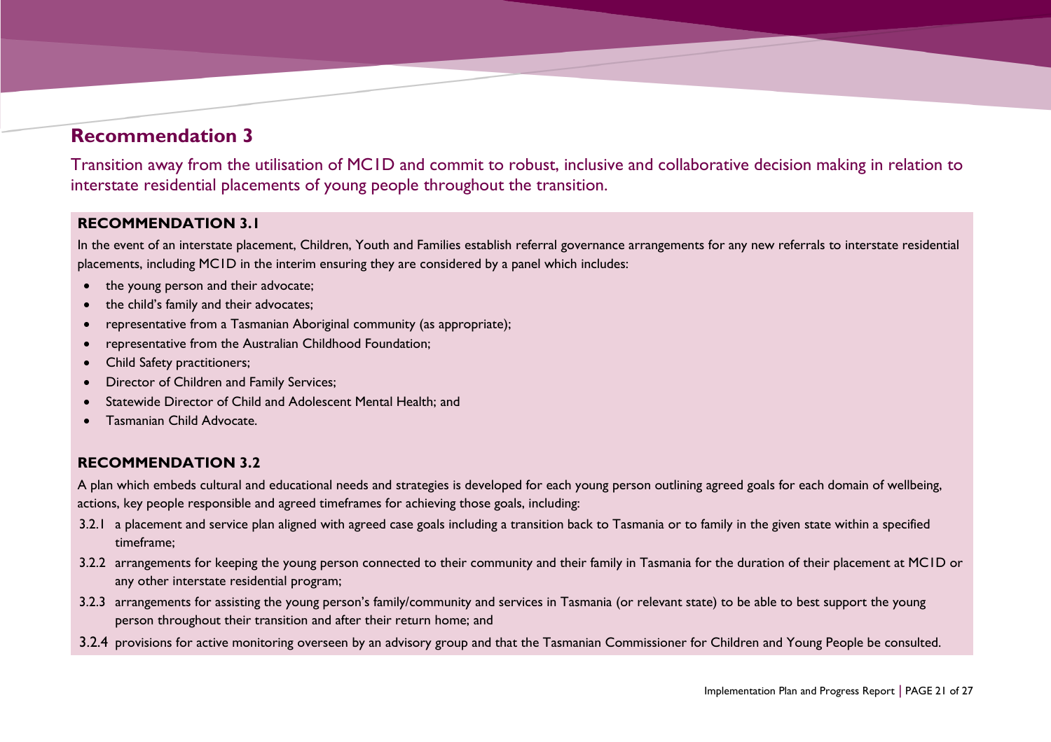## Recommendation 3

Transition away from the utilisation of MC1D and commit to robust, inclusive and collaborative decision making in relation to interstate residential placements of young people throughout the transition.

### RECOMMENDATION 3.1

In the event of an interstate placement, Children, Youth and Families establish referral governance arrangements for any new referrals to interstate residential placements, including MC1D in the interim ensuring they are considered by a panel which includes:

- the young person and their advocate;
- the child's family and their advocates;
- representative from a Tasmanian Aboriginal community (as appropriate);
- representative from the Australian Childhood Foundation;
- Child Safety practitioners;
- Director of Children and Family Services;
- Statewide Director of Child and Adolescent Mental Health; and
- Tasmanian Child Advocate.

### RECOMMENDATION 3.2

A plan which embeds cultural and educational needs and strategies is developed for each young person outlining agreed goals for each domain of wellbeing, actions, key people responsible and agreed timeframes for achieving those goals, including:

3.2.1 a placement and service plan aligned with agreed case goals including a transition back to Tasmania or to family in the given state within a specified timeframe;

3.2.2 arrangements for keeping the young person connected to their community and their family in Tasmania for the duration of their placement at MC1D or any other interstate residential program;

3.2.3 arrangements for assisting the young person's family/community and services in Tasmania (or relevant state) to be able to best support the young person throughout their transition and after their return home; and

3.2.4 provisions for active monitoring overseen by an advisory group and that the Tasmanian Commissioner for Children and Young People be consulted.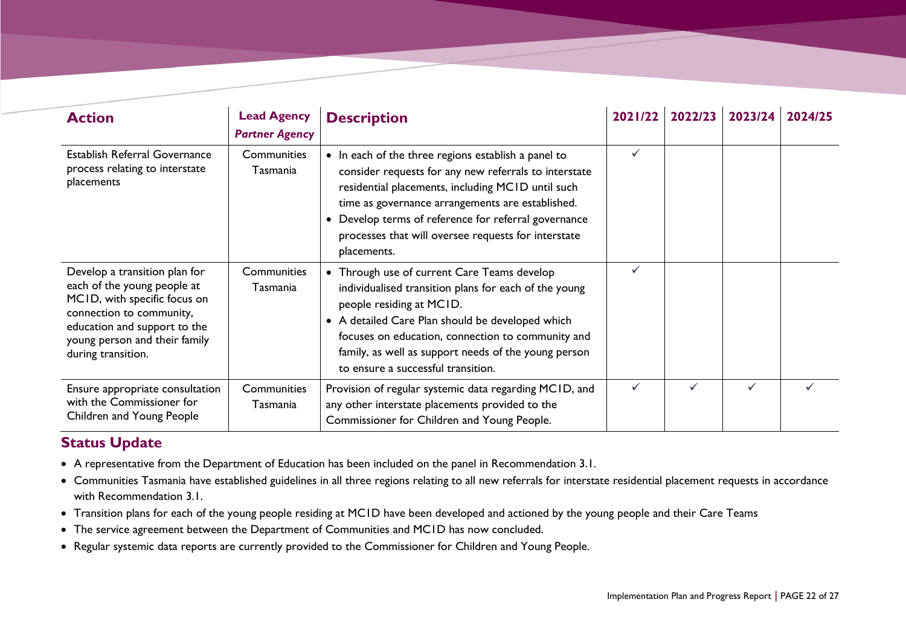| Action | Lead Agency *Partner Agency* | Description | 2021/22 | 2022/23 | 2023/24 | 2024/25 |
|---|---|---|---|---|---|---|
| Establish Referral Governance process relating to interstate placements | Communities Tasmania | • In each of the three regions establish a panel to consider requests for any new referrals to interstate residential placements, including MC1D until such time as governance arrangements are established.<br>• Develop terms of reference for referral governance processes that will oversee requests for interstate placements. | ✓ | | | |
| Develop a transition plan for each of the young people at MC1D, with specific focus on connection to community, education and support to the young person and their family during transition. | Communities Tasmania | • Through use of current Care Teams develop individualised transition plans for each of the young people residing at MC1D.<br>• A detailed Care Plan should be developed which focuses on education, connection to community and family, as well as support needs of the young person to ensure a successful transition. | ✓ | | | |
| Ensure appropriate consultation with the Commissioner for Children and Young People | Communities Tasmania | Provision of regular systemic data regarding MC1D, and any other interstate placements provided to the Commissioner for Children and Young People. | ✓ | ✓ | ✓ | ✓ |

## Status Update

- A representative from the Department of Education has been included on the panel in Recommendation 3.1.
- Communities Tasmania have established guidelines in all three regions relating to all new referrals for interstate residential placement requests in accordance with Recommendation 3.1.
- Transition plans for each of the young people residing at MC1D have been developed and actioned by the young people and their Care Teams
- The service agreement between the Department of Communities and MC1D has now concluded.
- Regular systemic data reports are currently provided to the Commissioner for Children and Young People.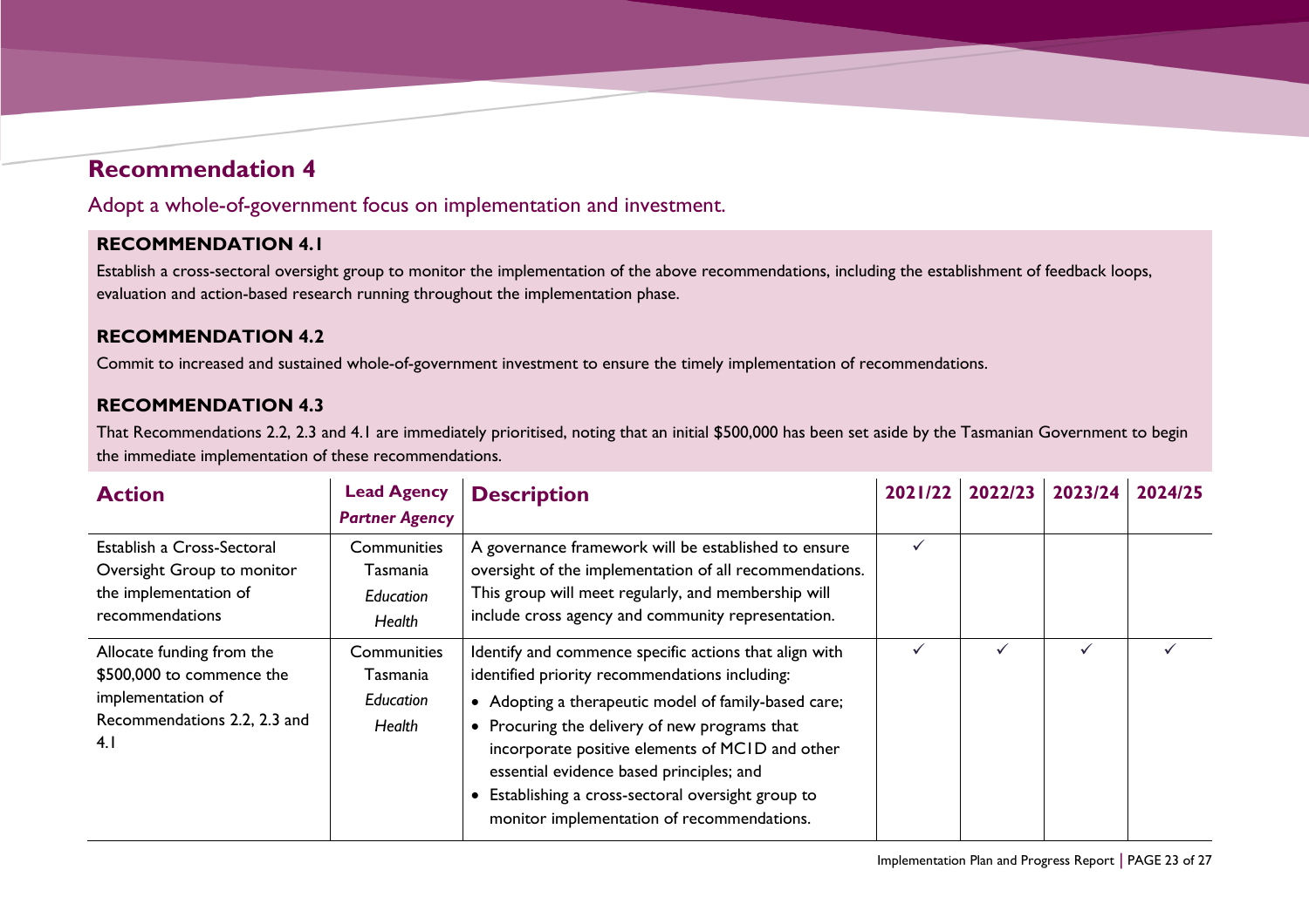## Recommendation 4

Adopt a whole-of-government focus on implementation and investment.

### RECOMMENDATION 4.1

Establish a cross-sectoral oversight group to monitor the implementation of the above recommendations, including the establishment of feedback loops, evaluation and action-based research running throughout the implementation phase.

### RECOMMENDATION 4.2

Commit to increased and sustained whole-of-government investment to ensure the timely implementation of recommendations.

### RECOMMENDATION 4.3

That Recommendations 2.2, 2.3 and 4.1 are immediately prioritised, noting that an initial $500,000 has been set aside by the Tasmanian Government to begin the immediate implementation of these recommendations.

| Action | Lead Agency *Partner Agency* | Description | 2021/22 | 2022/23 | 2023/24 | 2024/25 |
|---|---|---|---|---|---|---|
| Establish a Cross-Sectoral Oversight Group to monitor the implementation of recommendations | Communities Tasmania *Education* *Health* | A governance framework will be established to ensure oversight of the implementation of all recommendations. This group will meet regularly, and membership will include cross agency and community representation. | ✓ | | | |
| Allocate funding from the $500,000 to commence the implementation of Recommendations 2.2, 2.3 and 4.1 | Communities Tasmania *Education* *Health* | Identify and commence specific actions that align with identified priority recommendations including: • Adopting a therapeutic model of family-based care; • Procuring the delivery of new programs that incorporate positive elements of MC1D and other essential evidence based principles; and • Establishing a cross-sectoral oversight group to monitor implementation of recommendations. | ✓ | ✓ | ✓ | ✓ |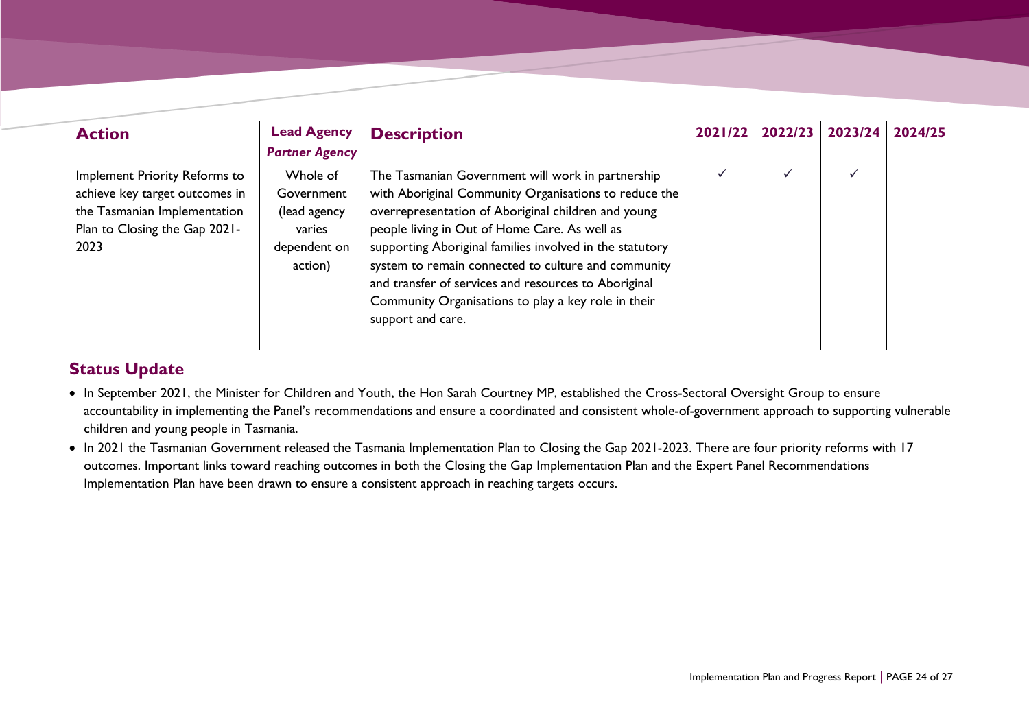| **Action** | **Lead Agency** *Partner Agency* | **Description** | **2021/22** | **2022/23** | **2023/24** | **2024/25** |
|---|---|---|---|---|---|---|
| Implement Priority Reforms to achieve key target outcomes in the Tasmanian Implementation Plan to Closing the Gap 2021-2023 | Whole of Government (lead agency varies dependent on action) | The Tasmanian Government will work in partnership with Aboriginal Community Organisations to reduce the overrepresentation of Aboriginal children and young people living in Out of Home Care. As well as supporting Aboriginal families involved in the statutory system to remain connected to culture and community and transfer of services and resources to Aboriginal Community Organisations to play a key role in their support and care. | ✓ | ✓ | ✓ | |

## Status Update

- In September 2021, the Minister for Children and Youth, the Hon Sarah Courtney MP, established the Cross-Sectoral Oversight Group to ensure accountability in implementing the Panel's recommendations and ensure a coordinated and consistent whole-of-government approach to supporting vulnerable children and young people in Tasmania.
- In 2021 the Tasmanian Government released the Tasmania Implementation Plan to Closing the Gap 2021-2023. There are four priority reforms with 17 outcomes. Important links toward reaching outcomes in both the Closing the Gap Implementation Plan and the Expert Panel Recommendations Implementation Plan have been drawn to ensure a consistent approach in reaching targets occurs.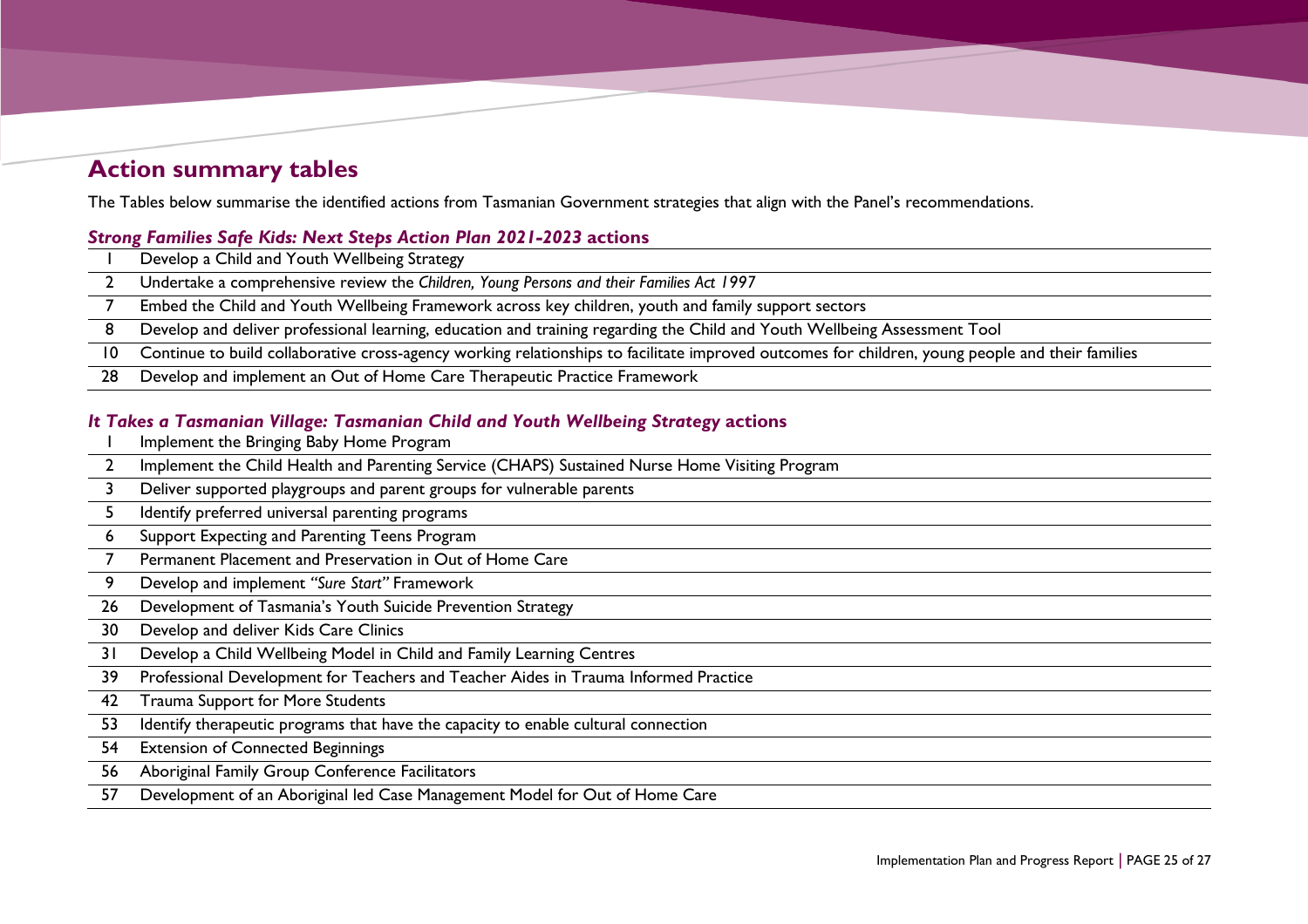## Action summary tables

The Tables below summarise the identified actions from Tasmanian Government strategies that align with the Panel's recommendations.

### *Strong Families Safe Kids: Next Steps Action Plan 2021-2023* actions

| | |
|---|---|
| 1 | Develop a Child and Youth Wellbeing Strategy |
| 2 | Undertake a comprehensive review the *Children, Young Persons and their Families Act 1997* |
| 7 | Embed the Child and Youth Wellbeing Framework across key children, youth and family support sectors |
| 8 | Develop and deliver professional learning, education and training regarding the Child and Youth Wellbeing Assessment Tool |
| 10 | Continue to build collaborative cross-agency working relationships to facilitate improved outcomes for children, young people and their families |
| 28 | Develop and implement an Out of Home Care Therapeutic Practice Framework |

### *It Takes a Tasmanian Village: Tasmanian Child and Youth Wellbeing Strategy* actions

| | |
|---|---|
| 1 | Implement the Bringing Baby Home Program |
| 2 | Implement the Child Health and Parenting Service (CHAPS) Sustained Nurse Home Visiting Program |
| 3 | Deliver supported playgroups and parent groups for vulnerable parents |
| 5 | Identify preferred universal parenting programs |
| 6 | Support Expecting and Parenting Teens Program |
| 7 | Permanent Placement and Preservation in Out of Home Care |
| 9 | Develop and implement *"Sure Start"* Framework |
| 26 | Development of Tasmania's Youth Suicide Prevention Strategy |
| 30 | Develop and deliver Kids Care Clinics |
| 31 | Develop a Child Wellbeing Model in Child and Family Learning Centres |
| 39 | Professional Development for Teachers and Teacher Aides in Trauma Informed Practice |
| 42 | Trauma Support for More Students |
| 53 | Identify therapeutic programs that have the capacity to enable cultural connection |
| 54 | Extension of Connected Beginnings |
| 56 | Aboriginal Family Group Conference Facilitators |
| 57 | Development of an Aboriginal led Case Management Model for Out of Home Care |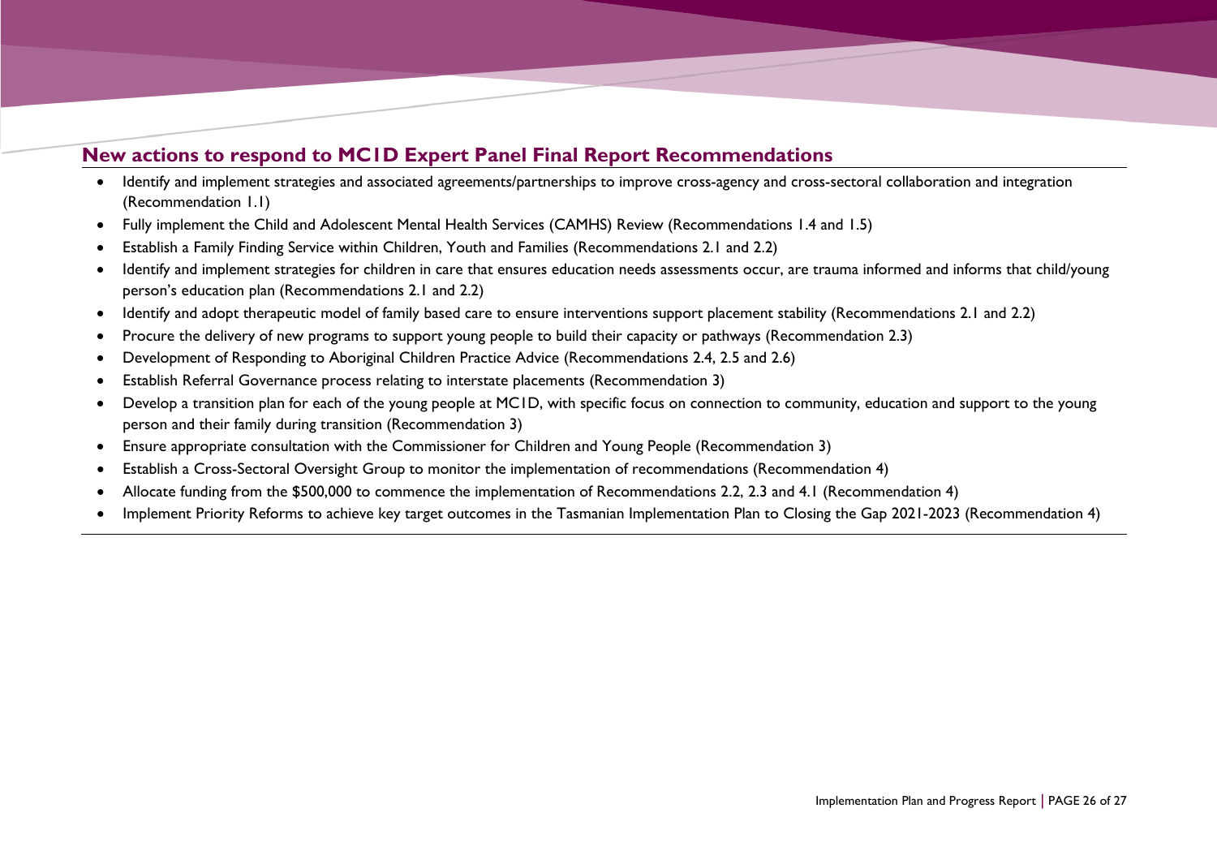## New actions to respond to MC1D Expert Panel Final Report Recommendations

- Identify and implement strategies and associated agreements/partnerships to improve cross-agency and cross-sectoral collaboration and integration (Recommendation 1.1)
- Fully implement the Child and Adolescent Mental Health Services (CAMHS) Review (Recommendations 1.4 and 1.5)
- Establish a Family Finding Service within Children, Youth and Families (Recommendations 2.1 and 2.2)
- Identify and implement strategies for children in care that ensures education needs assessments occur, are trauma informed and informs that child/young person's education plan (Recommendations 2.1 and 2.2)
- Identify and adopt therapeutic model of family based care to ensure interventions support placement stability (Recommendations 2.1 and 2.2)
- Procure the delivery of new programs to support young people to build their capacity or pathways (Recommendation 2.3)
- Development of Responding to Aboriginal Children Practice Advice (Recommendations 2.4, 2.5 and 2.6)
- Establish Referral Governance process relating to interstate placements (Recommendation 3)
- Develop a transition plan for each of the young people at MC1D, with specific focus on connection to community, education and support to the young person and their family during transition (Recommendation 3)
- Ensure appropriate consultation with the Commissioner for Children and Young People (Recommendation 3)
- Establish a Cross-Sectoral Oversight Group to monitor the implementation of recommendations (Recommendation 4)
- Allocate funding from the $500,000 to commence the implementation of Recommendations 2.2, 2.3 and 4.1 (Recommendation 4)
- Implement Priority Reforms to achieve key target outcomes in the Tasmanian Implementation Plan to Closing the Gap 2021-2023 (Recommendation 4)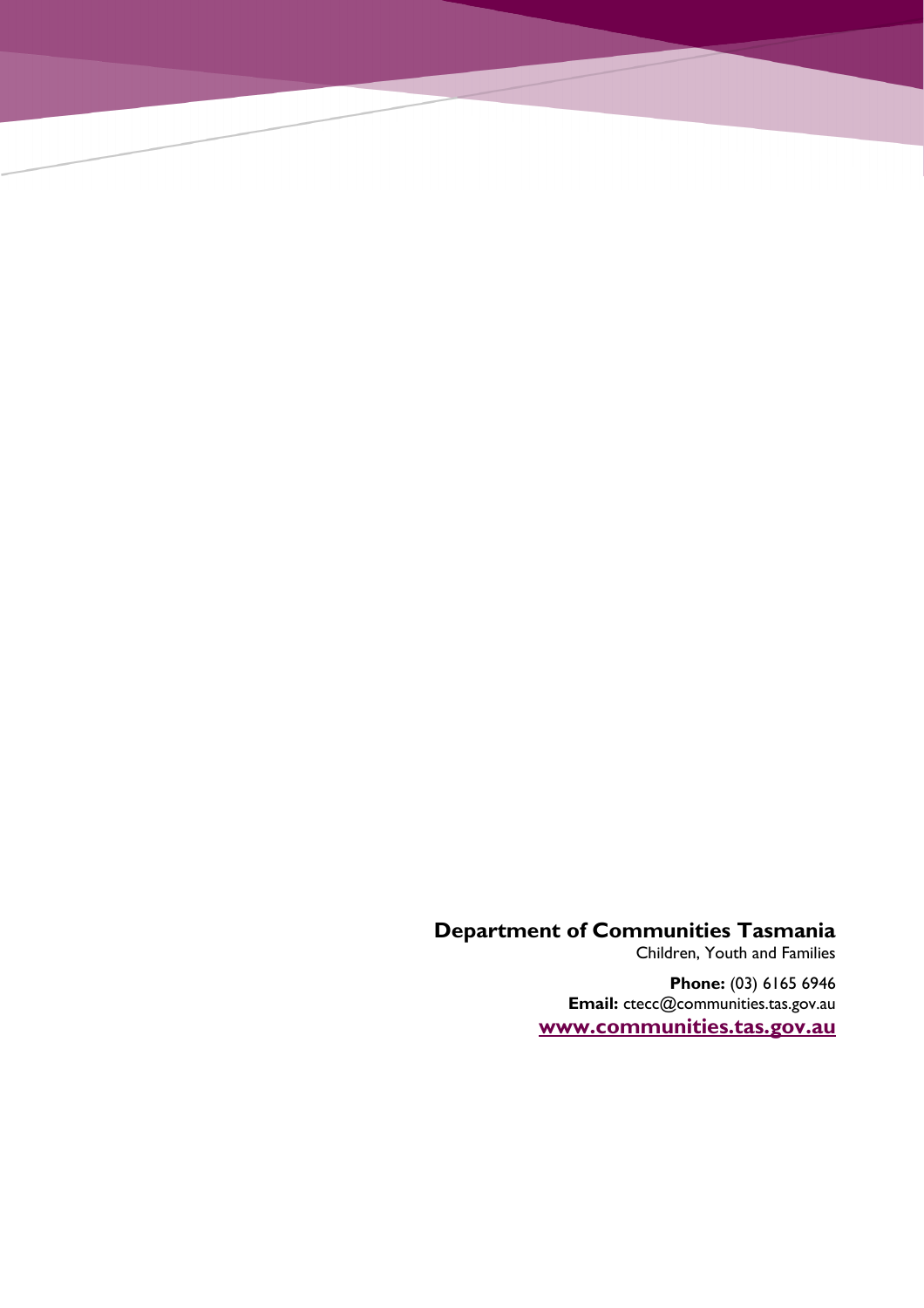**Department of Communities Tasmania**

Children, Youth and Families

**Phone:** (03) 6165 6946

**Email:** ctecc@communities.tas.gov.au

**www.communities.tas.gov.au**